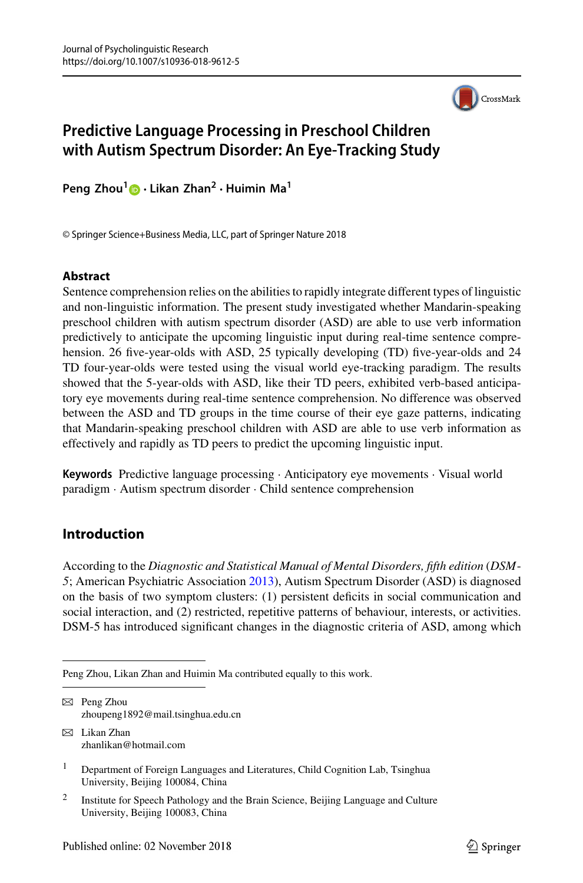# Predictive Language Processing in Preschool Children with Autism Spectrum Disorder: An Eye-Tracking Study

**Peng Zhou[1] · Likan Zhan[2] · Huimin Ma[1]**

© Springer Science+Business Media, LLC, part of Springer Nature 2018

## Abstract

Sentence comprehension relies on the abilities to rapidly integrate different types of linguistic and non-linguistic information. The present study investigated whether Mandarin-speaking preschool children with autism spectrum disorder (ASD) are able to use verb information predictively to anticipate the upcoming linguistic input during real-time sentence comprehension. 26 five-year-olds with ASD, 25 typically developing (TD) five-year-olds and 24 TD four-year-olds were tested using the visual world eye-tracking paradigm. The results showed that the 5-year-olds with ASD, like their TD peers, exhibited verb-based anticipatory eye movements during real-time sentence comprehension. No difference was observed between the ASD and TD groups in the time course of their eye gaze patterns, indicating that Mandarin-speaking preschool children with ASD are able to use verb information as effectively and rapidly as TD peers to predict the upcoming linguistic input.

**Keywords** Predictive language processing · Anticipatory eye movements · Visual world paradigm · Autism spectrum disorder · Child sentence comprehension

## Introduction

According to the *Diagnostic and Statistical Manual of Mental Disorders, fifth edition* (*DSM-5*; American Psychiatric Association 2013), Autism Spectrum Disorder (ASD) is diagnosed on the basis of two symptom clusters: (1) persistent deficits in social communication and social interaction, and (2) restricted, repetitive patterns of behaviour, interests, or activities. DSM-5 has introduced significant changes in the diagnostic criteria of ASD, among which

---

Peng Zhou, Likan Zhan and Huimin Ma contributed equally to this work.

✉ Peng Zhou
zhoupeng1892@mail.tsinghua.edu.cn

✉ Likan Zhan
zhanlikan@hotmail.com

[1] Department of Foreign Languages and Literatures, Child Cognition Lab, Tsinghua University, Beijing 100084, China

[2] Institute for Speech Pathology and the Brain Science, Beijing Language and Culture University, Beijing 100083, China

Published online: 02 November 2018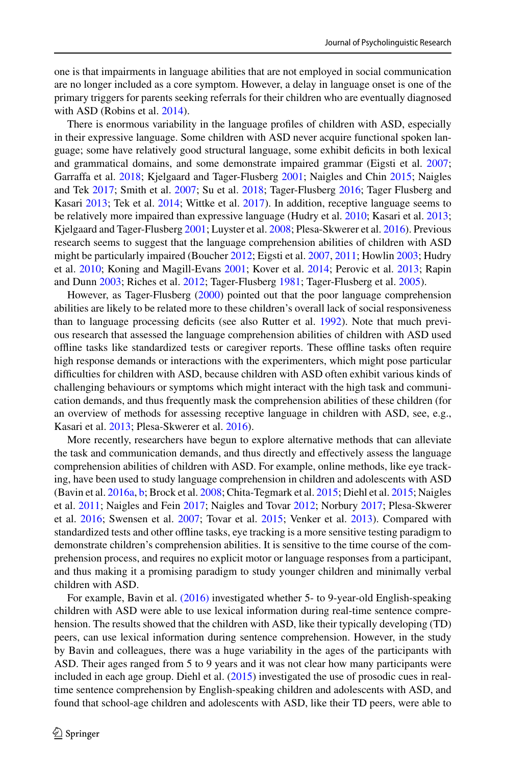one is that impairments in language abilities that are not employed in social communication are no longer included as a core symptom. However, a delay in language onset is one of the primary triggers for parents seeking referrals for their children who are eventually diagnosed with ASD (Robins et al. 2014).

There is enormous variability in the language profiles of children with ASD, especially in their expressive language. Some children with ASD never acquire functional spoken language; some have relatively good structural language, some exhibit deficits in both lexical and grammatical domains, and some demonstrate impaired grammar (Eigsti et al. 2007; Garraffa et al. 2018; Kjelgaard and Tager-Flusberg 2001; Naigles and Chin 2015; Naigles and Tek 2017; Smith et al. 2007; Su et al. 2018; Tager-Flusberg 2016; Tager Flusberg and Kasari 2013; Tek et al. 2014; Wittke et al. 2017). In addition, receptive language seems to be relatively more impaired than expressive language (Hudry et al. 2010; Kasari et al. 2013; Kjelgaard and Tager-Flusberg 2001; Luyster et al. 2008; Plesa-Skwerer et al. 2016). Previous research seems to suggest that the language comprehension abilities of children with ASD might be particularly impaired (Boucher 2012; Eigsti et al. 2007, 2011; Howlin 2003; Hudry et al. 2010; Koning and Magill-Evans 2001; Kover et al. 2014; Perovic et al. 2013; Rapin and Dunn 2003; Riches et al. 2012; Tager-Flusberg 1981; Tager-Flusberg et al. 2005).

However, as Tager-Flusberg (2000) pointed out that the poor language comprehension abilities are likely to be related more to these children's overall lack of social responsiveness than to language processing deficits (see also Rutter et al. 1992). Note that much previous research that assessed the language comprehension abilities of children with ASD used offline tasks like standardized tests or caregiver reports. These offline tasks often require high response demands or interactions with the experimenters, which might pose particular difficulties for children with ASD, because children with ASD often exhibit various kinds of challenging behaviours or symptoms which might interact with the high task and communication demands, and thus frequently mask the comprehension abilities of these children (for an overview of methods for assessing receptive language in children with ASD, see, e.g., Kasari et al. 2013; Plesa-Skwerer et al. 2016).

More recently, researchers have begun to explore alternative methods that can alleviate the task and communication demands, and thus directly and effectively assess the language comprehension abilities of children with ASD. For example, online methods, like eye tracking, have been used to study language comprehension in children and adolescents with ASD (Bavin et al. 2016a, b; Brock et al. 2008; Chita-Tegmark et al. 2015; Diehl et al. 2015; Naigles et al. 2011; Naigles and Fein 2017; Naigles and Tovar 2012; Norbury 2017; Plesa-Skwerer et al. 2016; Swensen et al. 2007; Tovar et al. 2015; Venker et al. 2013). Compared with standardized tests and other offline tasks, eye tracking is a more sensitive testing paradigm to demonstrate children's comprehension abilities. It is sensitive to the time course of the comprehension process, and requires no explicit motor or language responses from a participant, and thus making it a promising paradigm to study younger children and minimally verbal children with ASD.

For example, Bavin et al. (2016) investigated whether 5- to 9-year-old English-speaking children with ASD were able to use lexical information during real-time sentence comprehension. The results showed that the children with ASD, like their typically developing (TD) peers, can use lexical information during sentence comprehension. However, in the study by Bavin and colleagues, there was a huge variability in the ages of the participants with ASD. Their ages ranged from 5 to 9 years and it was not clear how many participants were included in each age group. Diehl et al. (2015) investigated the use of prosodic cues in real-time sentence comprehension by English-speaking children and adolescents with ASD, and found that school-age children and adolescents with ASD, like their TD peers, were able to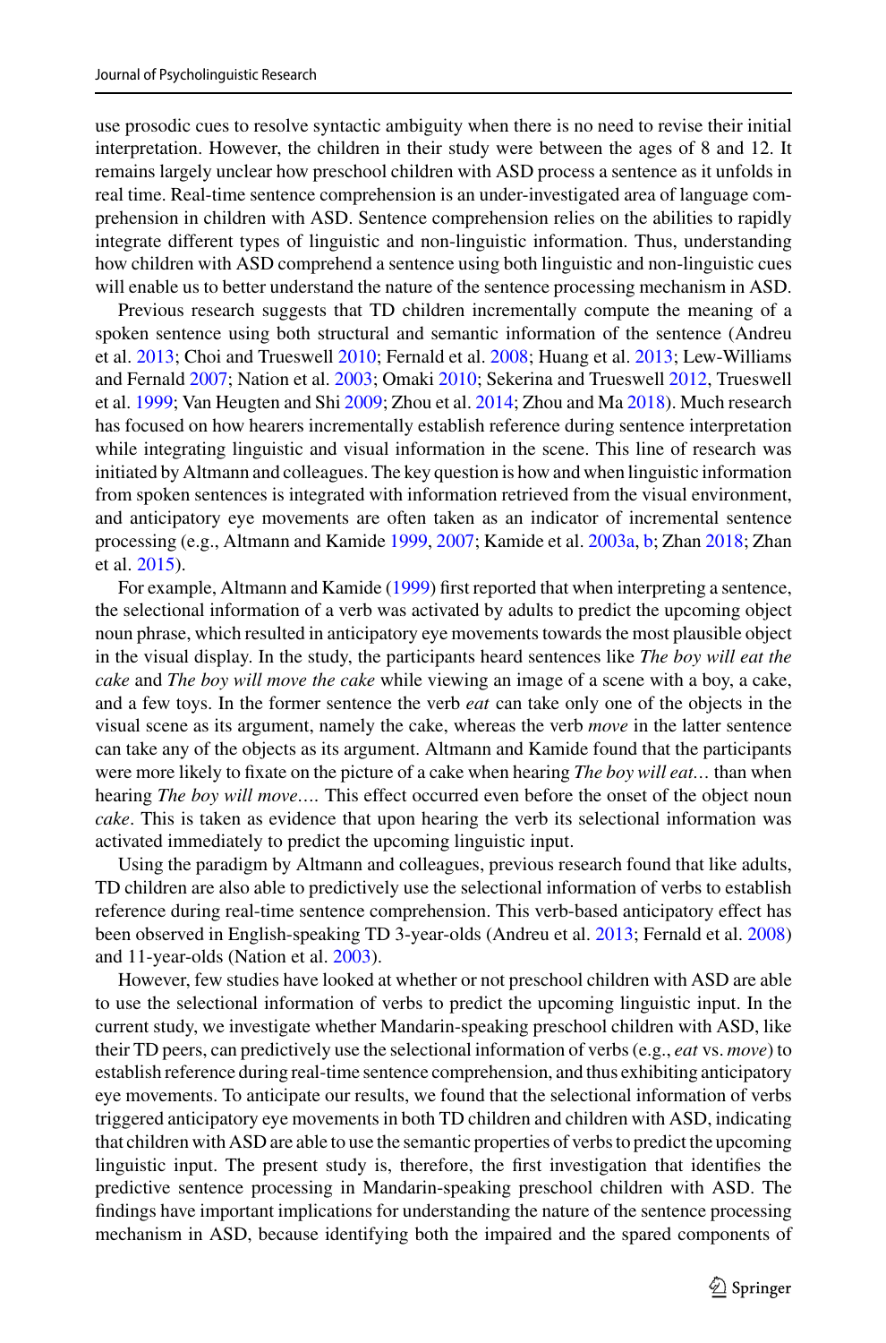use prosodic cues to resolve syntactic ambiguity when there is no need to revise their initial interpretation. However, the children in their study were between the ages of 8 and 12. It remains largely unclear how preschool children with ASD process a sentence as it unfolds in real time. Real-time sentence comprehension is an under-investigated area of language comprehension in children with ASD. Sentence comprehension relies on the abilities to rapidly integrate different types of linguistic and non-linguistic information. Thus, understanding how children with ASD comprehend a sentence using both linguistic and non-linguistic cues will enable us to better understand the nature of the sentence processing mechanism in ASD.

Previous research suggests that TD children incrementally compute the meaning of a spoken sentence using both structural and semantic information of the sentence (Andreu et al. 2013; Choi and Trueswell 2010; Fernald et al. 2008; Huang et al. 2013; Lew-Williams and Fernald 2007; Nation et al. 2003; Omaki 2010; Sekerina and Trueswell 2012, Trueswell et al. 1999; Van Heugten and Shi 2009; Zhou et al. 2014; Zhou and Ma 2018). Much research has focused on how hearers incrementally establish reference during sentence interpretation while integrating linguistic and visual information in the scene. This line of research was initiated by Altmann and colleagues. The key question is how and when linguistic information from spoken sentences is integrated with information retrieved from the visual environment, and anticipatory eye movements are often taken as an indicator of incremental sentence processing (e.g., Altmann and Kamide 1999, 2007; Kamide et al. 2003a, b; Zhan 2018; Zhan et al. 2015).

For example, Altmann and Kamide (1999) first reported that when interpreting a sentence, the selectional information of a verb was activated by adults to predict the upcoming object noun phrase, which resulted in anticipatory eye movements towards the most plausible object in the visual display. In the study, the participants heard sentences like *The boy will eat the cake* and *The boy will move the cake* while viewing an image of a scene with a boy, a cake, and a few toys. In the former sentence the verb *eat* can take only one of the objects in the visual scene as its argument, namely the cake, whereas the verb *move* in the latter sentence can take any of the objects as its argument. Altmann and Kamide found that the participants were more likely to fixate on the picture of a cake when hearing *The boy will eat…* than when hearing *The boy will move…*. This effect occurred even before the onset of the object noun *cake*. This is taken as evidence that upon hearing the verb its selectional information was activated immediately to predict the upcoming linguistic input.

Using the paradigm by Altmann and colleagues, previous research found that like adults, TD children are also able to predictively use the selectional information of verbs to establish reference during real-time sentence comprehension. This verb-based anticipatory effect has been observed in English-speaking TD 3-year-olds (Andreu et al. 2013; Fernald et al. 2008) and 11-year-olds (Nation et al. 2003).

However, few studies have looked at whether or not preschool children with ASD are able to use the selectional information of verbs to predict the upcoming linguistic input. In the current study, we investigate whether Mandarin-speaking preschool children with ASD, like their TD peers, can predictively use the selectional information of verbs (e.g., *eat* vs. *move*) to establish reference during real-time sentence comprehension, and thus exhibiting anticipatory eye movements. To anticipate our results, we found that the selectional information of verbs triggered anticipatory eye movements in both TD children and children with ASD, indicating that children with ASD are able to use the semantic properties of verbs to predict the upcoming linguistic input. The present study is, therefore, the first investigation that identifies the predictive sentence processing in Mandarin-speaking preschool children with ASD. The findings have important implications for understanding the nature of the sentence processing mechanism in ASD, because identifying both the impaired and the spared components of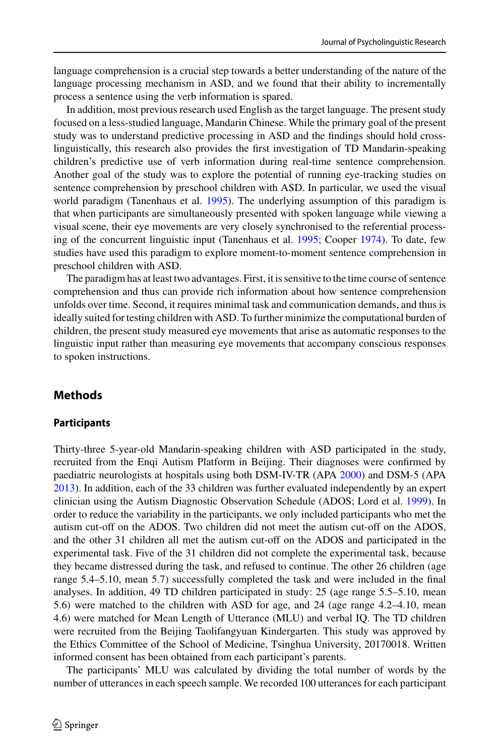language comprehension is a crucial step towards a better understanding of the nature of the language processing mechanism in ASD, and we found that their ability to incrementally process a sentence using the verb information is spared.

In addition, most previous research used English as the target language. The present study focused on a less-studied language, Mandarin Chinese. While the primary goal of the present study was to understand predictive processing in ASD and the findings should hold cross-linguistically, this research also provides the first investigation of TD Mandarin-speaking children's predictive use of verb information during real-time sentence comprehension. Another goal of the study was to explore the potential of running eye-tracking studies on sentence comprehension by preschool children with ASD. In particular, we used the visual world paradigm (Tanenhaus et al. 1995). The underlying assumption of this paradigm is that when participants are simultaneously presented with spoken language while viewing a visual scene, their eye movements are very closely synchronised to the referential processing of the concurrent linguistic input (Tanenhaus et al. 1995; Cooper 1974). To date, few studies have used this paradigm to explore moment-to-moment sentence comprehension in preschool children with ASD.

The paradigm has at least two advantages. First, it is sensitive to the time course of sentence comprehension and thus can provide rich information about how sentence comprehension unfolds over time. Second, it requires minimal task and communication demands, and thus is ideally suited for testing children with ASD. To further minimize the computational burden of children, the present study measured eye movements that arise as automatic responses to the linguistic input rather than measuring eye movements that accompany conscious responses to spoken instructions.

## Methods

### Participants

Thirty-three 5-year-old Mandarin-speaking children with ASD participated in the study, recruited from the Enqi Autism Platform in Beijing. Their diagnoses were confirmed by paediatric neurologists at hospitals using both DSM-IV-TR (APA 2000) and DSM-5 (APA 2013). In addition, each of the 33 children was further evaluated independently by an expert clinician using the Autism Diagnostic Observation Schedule (ADOS; Lord et al. 1999). In order to reduce the variability in the participants, we only included participants who met the autism cut-off on the ADOS. Two children did not meet the autism cut-off on the ADOS, and the other 31 children all met the autism cut-off on the ADOS and participated in the experimental task. Five of the 31 children did not complete the experimental task, because they became distressed during the task, and refused to continue. The other 26 children (age range 5.4–5.10, mean 5.7) successfully completed the task and were included in the final analyses. In addition, 49 TD children participated in study: 25 (age range 5.5–5.10, mean 5.6) were matched to the children with ASD for age, and 24 (age range 4.2–4.10, mean 4.6) were matched for Mean Length of Utterance (MLU) and verbal IQ. The TD children were recruited from the Beijing Taolifangyuan Kindergarten. This study was approved by the Ethics Committee of the School of Medicine, Tsinghua University, 20170018. Written informed consent has been obtained from each participant's parents.

The participants' MLU was calculated by dividing the total number of words by the number of utterances in each speech sample. We recorded 100 utterances for each participant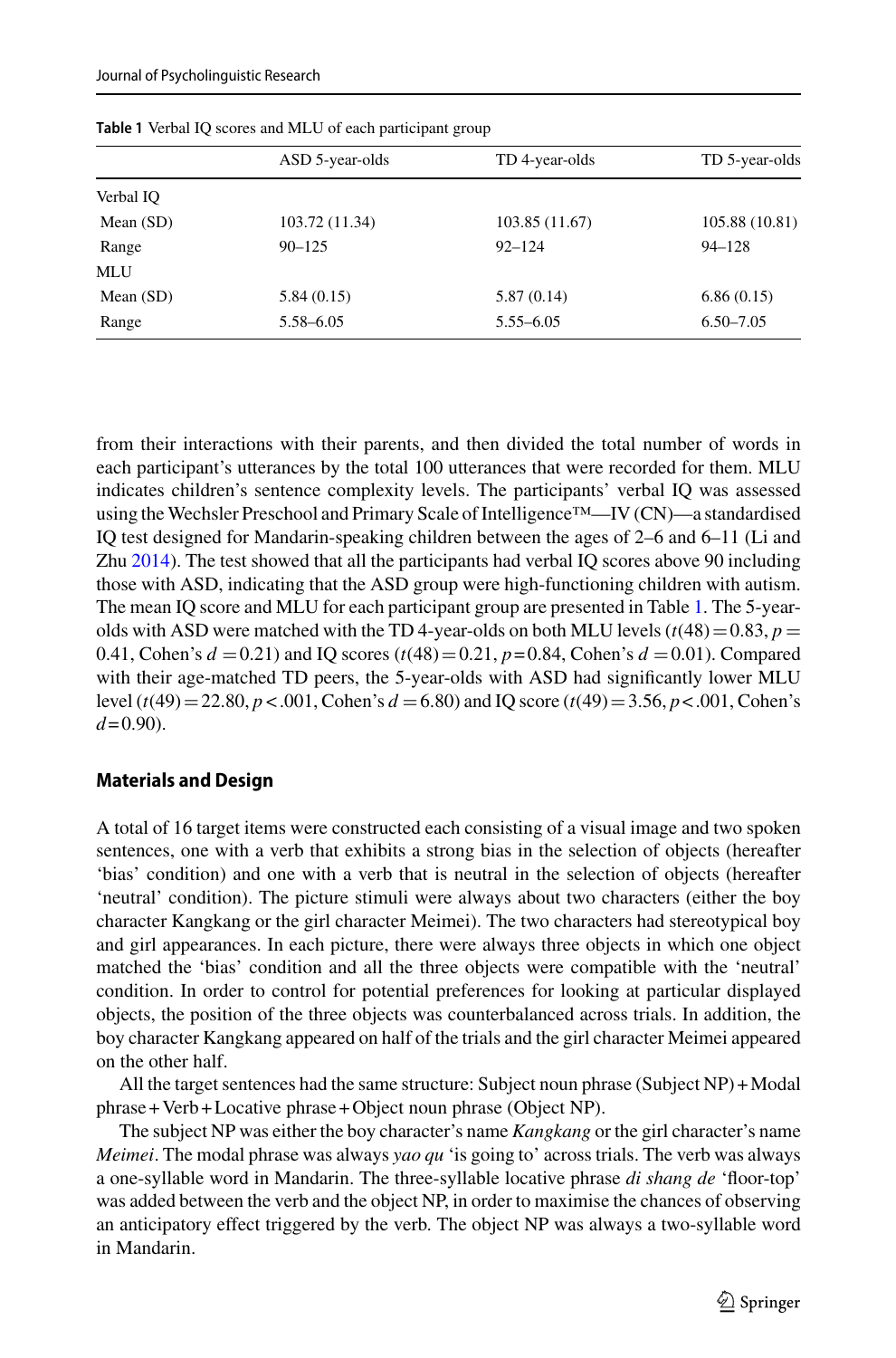Table 1 Verbal IQ scores and MLU of each participant group

| | ASD 5-year-olds | TD 4-year-olds | TD 5-year-olds |
|---|---|---|---|
| Verbal IQ | | | |
| Mean (SD) | 103.72 (11.34) | 103.85 (11.67) | 105.88 (10.81) |
| Range | 90–125 | 92–124 | 94–128 |
| MLU | | | |
| Mean (SD) | 5.84 (0.15) | 5.87 (0.14) | 6.86 (0.15) |
| Range | 5.58–6.05 | 5.55–6.05 | 6.50–7.05 |

from their interactions with their parents, and then divided the total number of words in each participant's utterances by the total 100 utterances that were recorded for them. MLU indicates children's sentence complexity levels. The participants' verbal IQ was assessed using the Wechsler Preschool and Primary Scale of Intelligence™—IV (CN)—a standardised IQ test designed for Mandarin-speaking children between the ages of 2–6 and 6–11 (Li and Zhu 2014). The test showed that all the participants had verbal IQ scores above 90 including those with ASD, indicating that the ASD group were high-functioning children with autism. The mean IQ score and MLU for each participant group are presented in Table 1. The 5-year-olds with ASD were matched with the TD 4-year-olds on both MLU levels ($t(48) = 0.83$, $p = 0.41$, Cohen's $d = 0.21$) and IQ scores ($t(48) = 0.21$, $p = 0.84$, Cohen's $d = 0.01$). Compared with their age-matched TD peers, the 5-year-olds with ASD had significantly lower MLU level ($t(49) = 22.80$, $p < .001$, Cohen's $d = 6.80$) and IQ score ($t(49) = 3.56$, $p < .001$, Cohen's $d = 0.90$).

## Materials and Design

A total of 16 target items were constructed each consisting of a visual image and two spoken sentences, one with a verb that exhibits a strong bias in the selection of objects (hereafter 'bias' condition) and one with a verb that is neutral in the selection of objects (hereafter 'neutral' condition). The picture stimuli were always about two characters (either the boy character Kangkang or the girl character Meimei). The two characters had stereotypical boy and girl appearances. In each picture, there were always three objects in which one object matched the 'bias' condition and all the three objects were compatible with the 'neutral' condition. In order to control for potential preferences for looking at particular displayed objects, the position of the three objects was counterbalanced across trials. In addition, the boy character Kangkang appeared on half of the trials and the girl character Meimei appeared on the other half.

All the target sentences had the same structure: Subject noun phrase (Subject NP) + Modal phrase + Verb + Locative phrase + Object noun phrase (Object NP).

The subject NP was either the boy character's name *Kangkang* or the girl character's name *Meimei*. The modal phrase was always *yao qu* 'is going to' across trials. The verb was always a one-syllable word in Mandarin. The three-syllable locative phrase *di shang de* 'floor-top' was added between the verb and the object NP, in order to maximise the chances of observing an anticipatory effect triggered by the verb. The object NP was always a two-syllable word in Mandarin.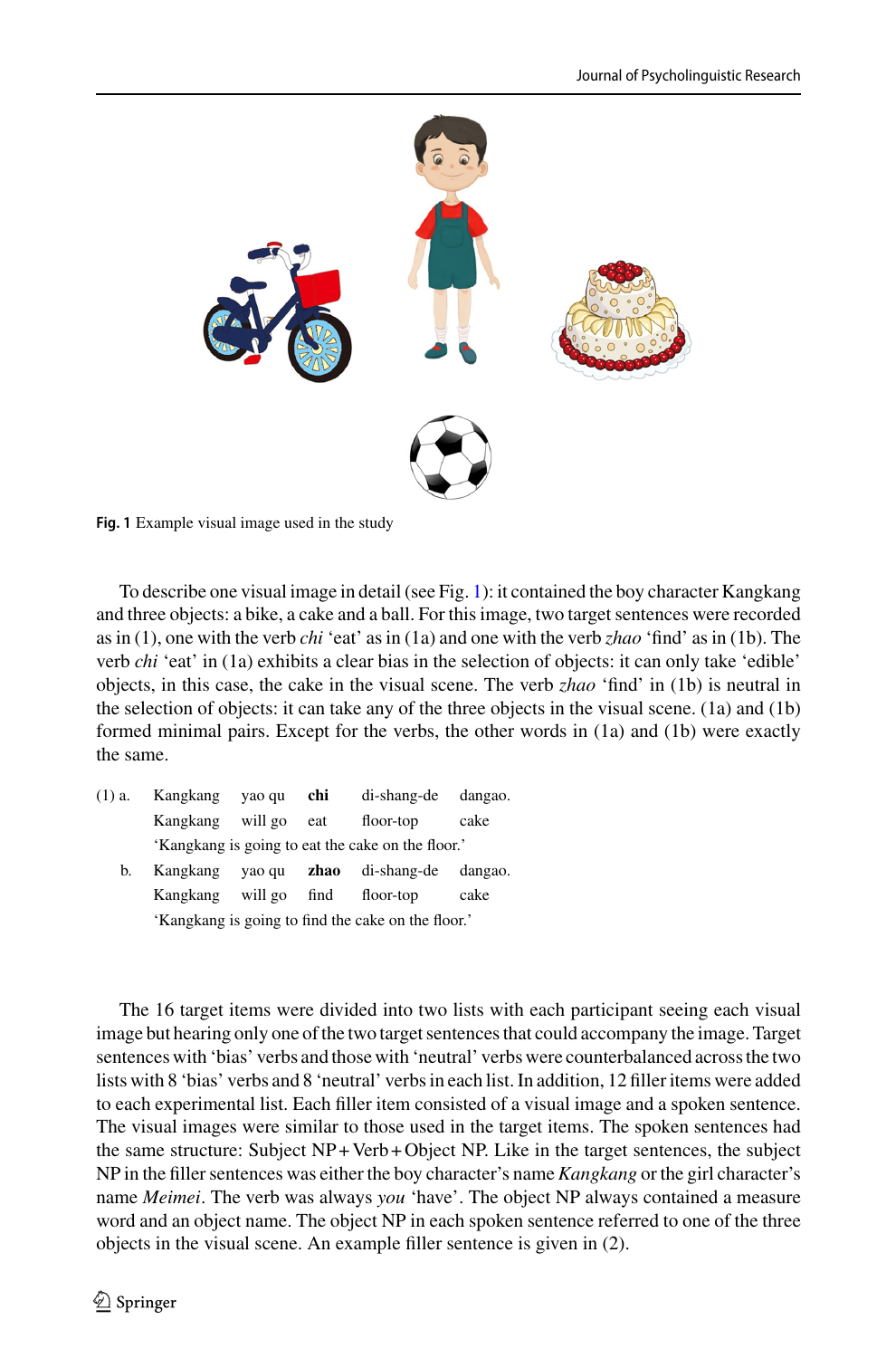Fig. 1 Example visual image used in the study

To describe one visual image in detail (see Fig. 1): it contained the boy character Kangkang and three objects: a bike, a cake and a ball. For this image, two target sentences were recorded as in (1), one with the verb *chi* 'eat' as in (1a) and one with the verb *zhao* 'find' as in (1b). The verb *chi* 'eat' in (1a) exhibits a clear bias in the selection of objects: it can only take 'edible' objects, in this case, the cake in the visual scene. The verb *zhao* 'find' in (1b) is neutral in the selection of objects: it can take any of the three objects in the visual scene. (1a) and (1b) formed minimal pairs. Except for the verbs, the other words in (1a) and (1b) were exactly the same.

(1) a. Kangkang yao qu **chi** di-shang-de dangao.
Kangkang will go eat floor-top cake
'Kangkang is going to eat the cake on the floor.'

b. Kangkang yao qu **zhao** di-shang-de dangao.
Kangkang will go find floor-top cake
'Kangkang is going to find the cake on the floor.'

The 16 target items were divided into two lists with each participant seeing each visual image but hearing only one of the two target sentences that could accompany the image. Target sentences with 'bias' verbs and those with 'neutral' verbs were counterbalanced across the two lists with 8 'bias' verbs and 8 'neutral' verbs in each list. In addition, 12 filler items were added to each experimental list. Each filler item consisted of a visual image and a spoken sentence. The visual images were similar to those used in the target items. The spoken sentences had the same structure: Subject NP + Verb + Object NP. Like in the target sentences, the subject NP in the filler sentences was either the boy character's name *Kangkang* or the girl character's name *Meimei*. The verb was always *you* 'have'. The object NP always contained a measure word and an object name. The object NP in each spoken sentence referred to one of the three objects in the visual scene. An example filler sentence is given in (2).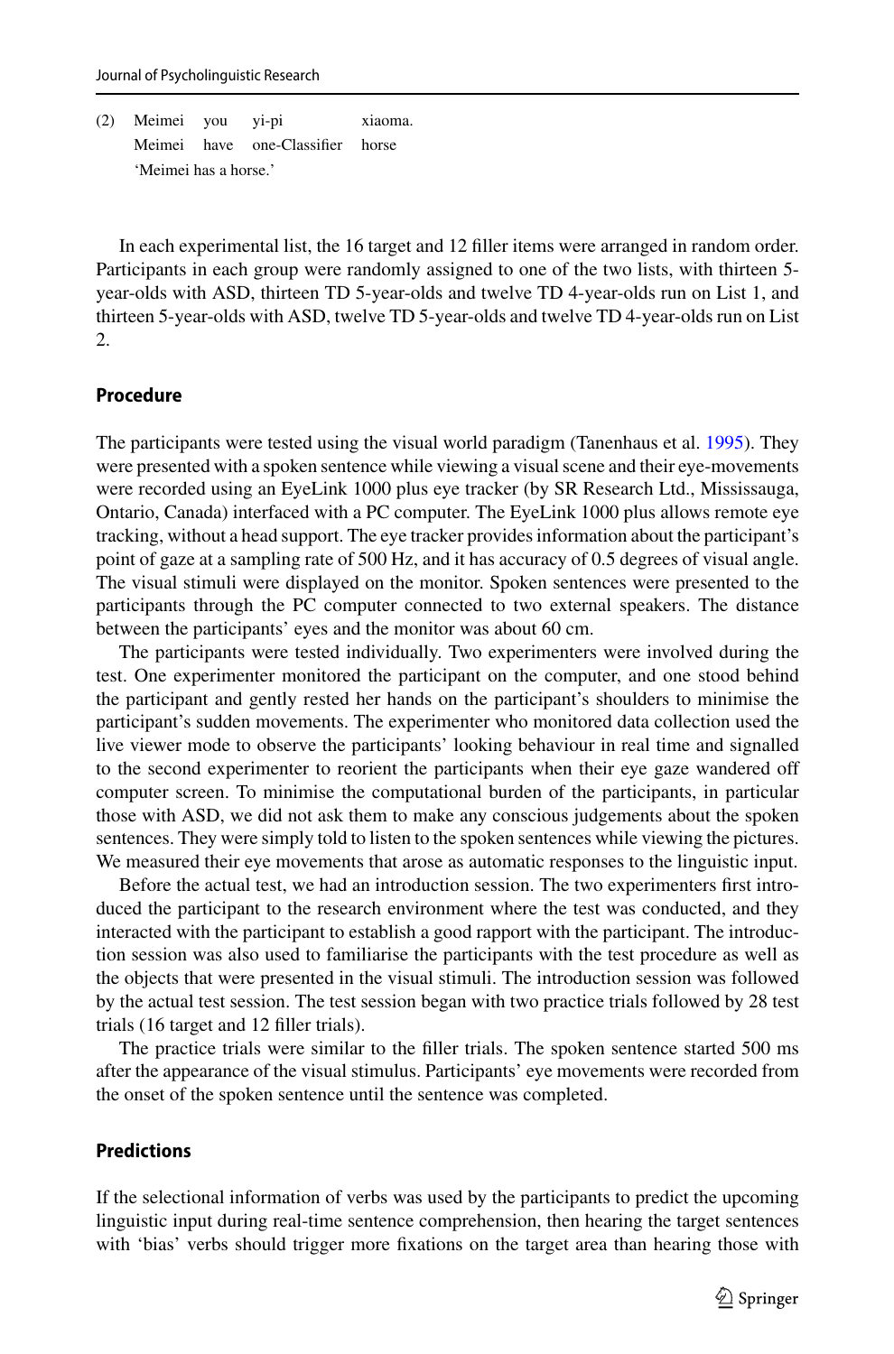(2) Meimei you yi-pi xiaoma.
    Meimei have one-Classifier horse
    'Meimei has a horse.'

In each experimental list, the 16 target and 12 filler items were arranged in random order. Participants in each group were randomly assigned to one of the two lists, with thirteen 5-year-olds with ASD, thirteen TD 5-year-olds and twelve TD 4-year-olds run on List 1, and thirteen 5-year-olds with ASD, twelve TD 5-year-olds and twelve TD 4-year-olds run on List 2.

## Procedure

The participants were tested using the visual world paradigm (Tanenhaus et al. 1995). They were presented with a spoken sentence while viewing a visual scene and their eye-movements were recorded using an EyeLink 1000 plus eye tracker (by SR Research Ltd., Mississauga, Ontario, Canada) interfaced with a PC computer. The EyeLink 1000 plus allows remote eye tracking, without a head support. The eye tracker provides information about the participant's point of gaze at a sampling rate of 500 Hz, and it has accuracy of 0.5 degrees of visual angle. The visual stimuli were displayed on the monitor. Spoken sentences were presented to the participants through the PC computer connected to two external speakers. The distance between the participants' eyes and the monitor was about 60 cm.

The participants were tested individually. Two experimenters were involved during the test. One experimenter monitored the participant on the computer, and one stood behind the participant and gently rested her hands on the participant's shoulders to minimise the participant's sudden movements. The experimenter who monitored data collection used the live viewer mode to observe the participants' looking behaviour in real time and signalled to the second experimenter to reorient the participants when their eye gaze wandered off computer screen. To minimise the computational burden of the participants, in particular those with ASD, we did not ask them to make any conscious judgements about the spoken sentences. They were simply told to listen to the spoken sentences while viewing the pictures. We measured their eye movements that arose as automatic responses to the linguistic input.

Before the actual test, we had an introduction session. The two experimenters first introduced the participant to the research environment where the test was conducted, and they interacted with the participant to establish a good rapport with the participant. The introduction session was also used to familiarise the participants with the test procedure as well as the objects that were presented in the visual stimuli. The introduction session was followed by the actual test session. The test session began with two practice trials followed by 28 test trials (16 target and 12 filler trials).

The practice trials were similar to the filler trials. The spoken sentence started 500 ms after the appearance of the visual stimulus. Participants' eye movements were recorded from the onset of the spoken sentence until the sentence was completed.

## Predictions

If the selectional information of verbs was used by the participants to predict the upcoming linguistic input during real-time sentence comprehension, then hearing the target sentences with 'bias' verbs should trigger more fixations on the target area than hearing those with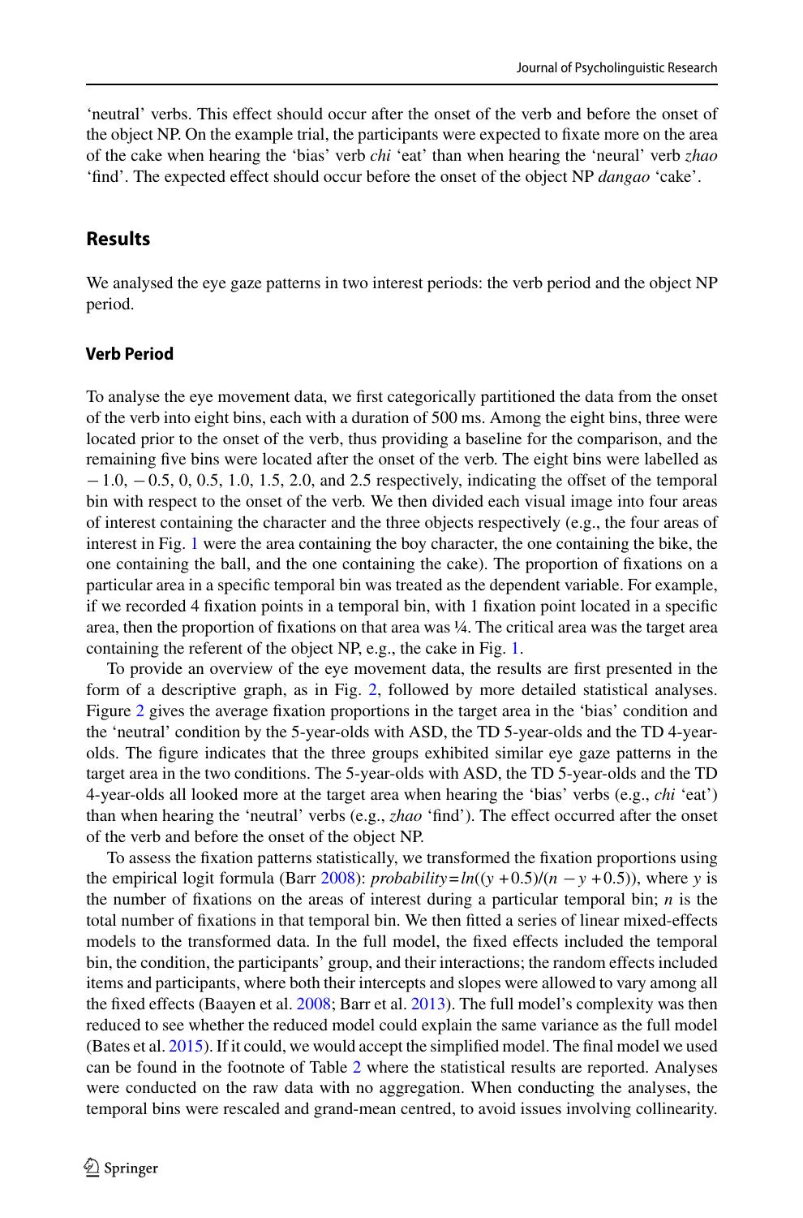'neutral' verbs. This effect should occur after the onset of the verb and before the onset of the object NP. On the example trial, the participants were expected to fixate more on the area of the cake when hearing the 'bias' verb *chi* 'eat' than when hearing the 'neural' verb *zhao* 'find'. The expected effect should occur before the onset of the object NP *dangao* 'cake'.

## Results

We analysed the eye gaze patterns in two interest periods: the verb period and the object NP period.

### Verb Period

To analyse the eye movement data, we first categorically partitioned the data from the onset of the verb into eight bins, each with a duration of 500 ms. Among the eight bins, three were located prior to the onset of the verb, thus providing a baseline for the comparison, and the remaining five bins were located after the onset of the verb. The eight bins were labelled as − 1.0, − 0.5, 0, 0.5, 1.0, 1.5, 2.0, and 2.5 respectively, indicating the offset of the temporal bin with respect to the onset of the verb. We then divided each visual image into four areas of interest containing the character and the three objects respectively (e.g., the four areas of interest in Fig. 1 were the area containing the boy character, the one containing the bike, the one containing the ball, and the one containing the cake). The proportion of fixations on a particular area in a specific temporal bin was treated as the dependent variable. For example, if we recorded 4 fixation points in a temporal bin, with 1 fixation point located in a specific area, then the proportion of fixations on that area was ¼. The critical area was the target area containing the referent of the object NP, e.g., the cake in Fig. 1.

To provide an overview of the eye movement data, the results are first presented in the form of a descriptive graph, as in Fig. 2, followed by more detailed statistical analyses. Figure 2 gives the average fixation proportions in the target area in the 'bias' condition and the 'neutral' condition by the 5-year-olds with ASD, the TD 5-year-olds and the TD 4-year-olds. The figure indicates that the three groups exhibited similar eye gaze patterns in the target area in the two conditions. The 5-year-olds with ASD, the TD 5-year-olds and the TD 4-year-olds all looked more at the target area when hearing the 'bias' verbs (e.g., *chi* 'eat') than when hearing the 'neutral' verbs (e.g., *zhao* 'find'). The effect occurred after the onset of the verb and before the onset of the object NP.

To assess the fixation patterns statistically, we transformed the fixation proportions using the empirical logit formula (Barr 2008): $probability = ln((y + 0.5)/(n - y + 0.5))$, where $y$ is the number of fixations on the areas of interest during a particular temporal bin; $n$ is the total number of fixations in that temporal bin. We then fitted a series of linear mixed-effects models to the transformed data. In the full model, the fixed effects included the temporal bin, the condition, the participants' group, and their interactions; the random effects included items and participants, where both their intercepts and slopes were allowed to vary among all the fixed effects (Baayen et al. 2008; Barr et al. 2013). The full model's complexity was then reduced to see whether the reduced model could explain the same variance as the full model (Bates et al. 2015). If it could, we would accept the simplified model. The final model we used can be found in the footnote of Table 2 where the statistical results are reported. Analyses were conducted on the raw data with no aggregation. When conducting the analyses, the temporal bins were rescaled and grand-mean centred, to avoid issues involving collinearity.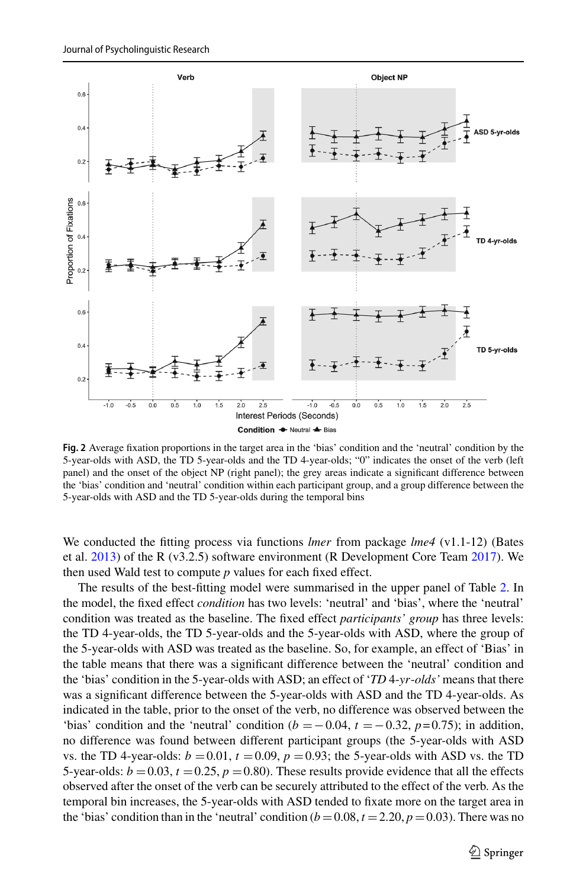**Fig. 2** Average fixation proportions in the target area in the 'bias' condition and the 'neutral' condition by the 5-year-olds with ASD, the TD 5-year-olds and the TD 4-year-olds; "0" indicates the onset of the verb (left panel) and the onset of the object NP (right panel); the grey areas indicate a significant difference between the 'bias' condition and 'neutral' condition within each participant group, and a group difference between the 5-year-olds with ASD and the TD 5-year-olds during the temporal bins

We conducted the fitting process via functions *lmer* from package *lme4* (v1.1-12) (Bates et al. 2013) of the R (v3.2.5) software environment (R Development Core Team 2017). We then used Wald test to compute *p* values for each fixed effect.

The results of the best-fitting model were summarised in the upper panel of Table 2. In the model, the fixed effect *condition* has two levels: 'neutral' and 'bias', where the 'neutral' condition was treated as the baseline. The fixed effect *participants' group* has three levels: the TD 4-year-olds, the TD 5-year-olds and the 5-year-olds with ASD, where the group of the 5-year-olds with ASD was treated as the baseline. So, for example, an effect of 'Bias' in the table means that there was a significant difference between the 'neutral' condition and the 'bias' condition in the 5-year-olds with ASD; an effect of '*TD 4-yr-olds'* means that there was a significant difference between the 5-year-olds with ASD and the TD 4-year-olds. As indicated in the table, prior to the onset of the verb, no difference was observed between the 'bias' condition and the 'neutral' condition ($b=-0.04$, $t=-0.32$, $p=0.75$); in addition, no difference was found between different participant groups (the 5-year-olds with ASD vs. the TD 4-year-olds: $b=0.01$, $t=0.09$, $p=0.93$; the 5-year-olds with ASD vs. the TD 5-year-olds: $b=0.03$, $t=0.25$, $p=0.80$). These results provide evidence that all the effects observed after the onset of the verb can be securely attributed to the effect of the verb. As the temporal bin increases, the 5-year-olds with ASD tended to fixate more on the target area in the 'bias' condition than in the 'neutral' condition ($b=0.08$, $t=2.20$, $p=0.03$). There was no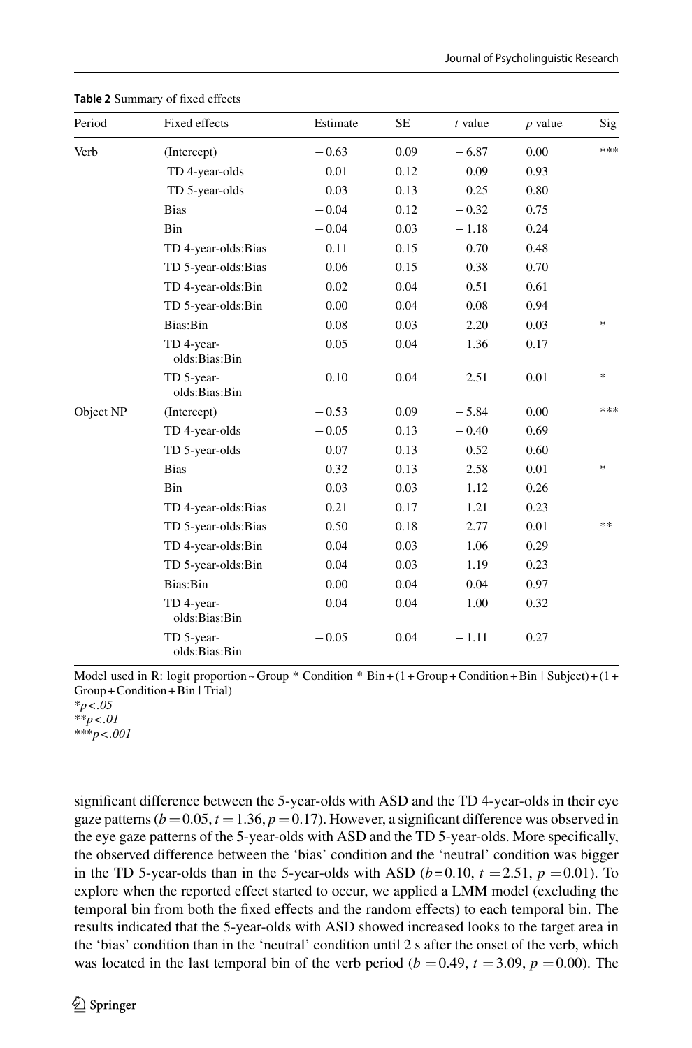**Table 2** Summary of fixed effects

| Period | Fixed effects | Estimate | SE | *t* value | *p* value | Sig |
|---|---|---|---|---|---|---|
| Verb | (Intercept) | − 0.63 | 0.09 | − 6.87 | 0.00 | *** |
| | TD 4-year-olds | 0.01 | 0.12 | 0.09 | 0.93 | |
| | TD 5-year-olds | 0.03 | 0.13 | 0.25 | 0.80 | |
| | Bias | − 0.04 | 0.12 | − 0.32 | 0.75 | |
| | Bin | − 0.04 | 0.03 | − 1.18 | 0.24 | |
| | TD 4-year-olds:Bias | − 0.11 | 0.15 | − 0.70 | 0.48 | |
| | TD 5-year-olds:Bias | − 0.06 | 0.15 | − 0.38 | 0.70 | |
| | TD 4-year-olds:Bin | 0.02 | 0.04 | 0.51 | 0.61 | |
| | TD 5-year-olds:Bin | 0.00 | 0.04 | 0.08 | 0.94 | |
| | Bias:Bin | 0.08 | 0.03 | 2.20 | 0.03 | * |
| | TD 4-year-olds:Bias:Bin | 0.05 | 0.04 | 1.36 | 0.17 | |
| | TD 5-year-olds:Bias:Bin | 0.10 | 0.04 | 2.51 | 0.01 | * |
| Object NP | (Intercept) | − 0.53 | 0.09 | − 5.84 | 0.00 | *** |
| | TD 4-year-olds | − 0.05 | 0.13 | − 0.40 | 0.69 | |
| | TD 5-year-olds | − 0.07 | 0.13 | − 0.52 | 0.60 | |
| | Bias | 0.32 | 0.13 | 2.58 | 0.01 | * |
| | Bin | 0.03 | 0.03 | 1.12 | 0.26 | |
| | TD 4-year-olds:Bias | 0.21 | 0.17 | 1.21 | 0.23 | |
| | TD 5-year-olds:Bias | 0.50 | 0.18 | 2.77 | 0.01 | ** |
| | TD 4-year-olds:Bin | 0.04 | 0.03 | 1.06 | 0.29 | |
| | TD 5-year-olds:Bin | 0.04 | 0.03 | 1.19 | 0.23 | |
| | Bias:Bin | − 0.00 | 0.04 | − 0.04 | 0.97 | |
| | TD 4-year-olds:Bias:Bin | − 0.04 | 0.04 | − 1.00 | 0.32 | |
| | TD 5-year-olds:Bias:Bin | − 0.05 | 0.04 | − 1.11 | 0.27 | |

Model used in R: logit proportion ~ Group * Condition * Bin + (1 + Group + Condition + Bin | Subject) + (1 + Group + Condition + Bin | Trial)

**p<.05*

***p<.01*

****p<.001*

significant difference between the 5-year-olds with ASD and the TD 4-year-olds in their eye gaze patterns ($b = 0.05$, $t = 1.36$, $p = 0.17$). However, a significant difference was observed in the eye gaze patterns of the 5-year-olds with ASD and the TD 5-year-olds. More specifically, the observed difference between the 'bias' condition and the 'neutral' condition was bigger in the TD 5-year-olds than in the 5-year-olds with ASD ($b = 0.10$, $t = 2.51$, $p = 0.01$). To explore when the reported effect started to occur, we applied a LMM model (excluding the temporal bin from both the fixed effects and the random effects) to each temporal bin. The results indicated that the 5-year-olds with ASD showed increased looks to the target area in the 'bias' condition than in the 'neutral' condition until 2 s after the onset of the verb, which was located in the last temporal bin of the verb period ($b = 0.49$, $t = 3.09$, $p = 0.00$). The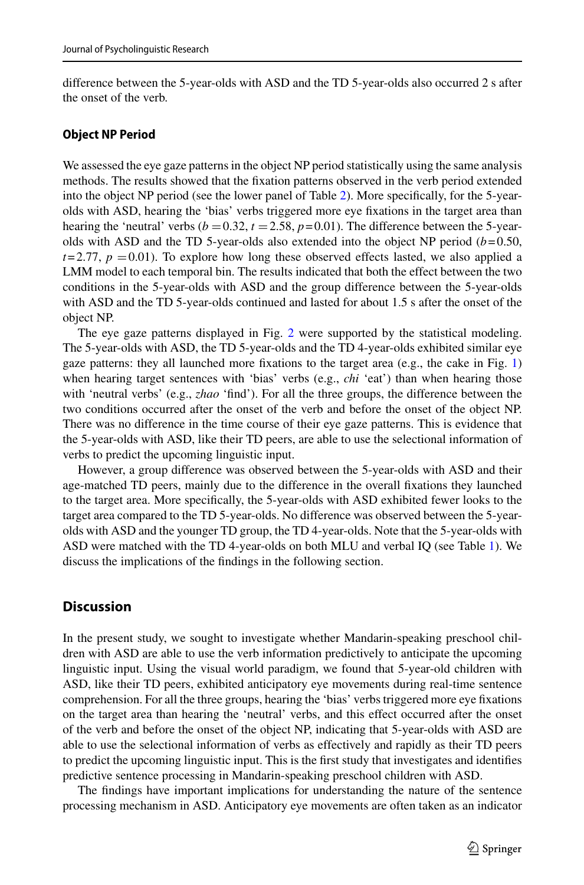difference between the 5-year-olds with ASD and the TD 5-year-olds also occurred 2 s after the onset of the verb.

### Object NP Period

We assessed the eye gaze patterns in the object NP period statistically using the same analysis methods. The results showed that the fixation patterns observed in the verb period extended into the object NP period (see the lower panel of Table 2). More specifically, for the 5-year-olds with ASD, hearing the 'bias' verbs triggered more eye fixations in the target area than hearing the 'neutral' verbs ($b = 0.32$, $t = 2.58$, $p = 0.01$). The difference between the 5-year-olds with ASD and the TD 5-year-olds also extended into the object NP period ($b = 0.50$, $t = 2.77$, $p = 0.01$). To explore how long these observed effects lasted, we also applied a LMM model to each temporal bin. The results indicated that both the effect between the two conditions in the 5-year-olds with ASD and the group difference between the 5-year-olds with ASD and the TD 5-year-olds continued and lasted for about 1.5 s after the onset of the object NP.

The eye gaze patterns displayed in Fig. 2 were supported by the statistical modeling. The 5-year-olds with ASD, the TD 5-year-olds and the TD 4-year-olds exhibited similar eye gaze patterns: they all launched more fixations to the target area (e.g., the cake in Fig. 1) when hearing target sentences with 'bias' verbs (e.g., *chi* 'eat') than when hearing those with 'neutral verbs' (e.g., *zhao* 'find'). For all the three groups, the difference between the two conditions occurred after the onset of the verb and before the onset of the object NP. There was no difference in the time course of their eye gaze patterns. This is evidence that the 5-year-olds with ASD, like their TD peers, are able to use the selectional information of verbs to predict the upcoming linguistic input.

However, a group difference was observed between the 5-year-olds with ASD and their age-matched TD peers, mainly due to the difference in the overall fixations they launched to the target area. More specifically, the 5-year-olds with ASD exhibited fewer looks to the target area compared to the TD 5-year-olds. No difference was observed between the 5-year-olds with ASD and the younger TD group, the TD 4-year-olds. Note that the 5-year-olds with ASD were matched with the TD 4-year-olds on both MLU and verbal IQ (see Table 1). We discuss the implications of the findings in the following section.

## Discussion

In the present study, we sought to investigate whether Mandarin-speaking preschool children with ASD are able to use the verb information predictively to anticipate the upcoming linguistic input. Using the visual world paradigm, we found that 5-year-old children with ASD, like their TD peers, exhibited anticipatory eye movements during real-time sentence comprehension. For all the three groups, hearing the 'bias' verbs triggered more eye fixations on the target area than hearing the 'neutral' verbs, and this effect occurred after the onset of the verb and before the onset of the object NP, indicating that 5-year-olds with ASD are able to use the selectional information of verbs as effectively and rapidly as their TD peers to predict the upcoming linguistic input. This is the first study that investigates and identifies predictive sentence processing in Mandarin-speaking preschool children with ASD.

The findings have important implications for understanding the nature of the sentence processing mechanism in ASD. Anticipatory eye movements are often taken as an indicator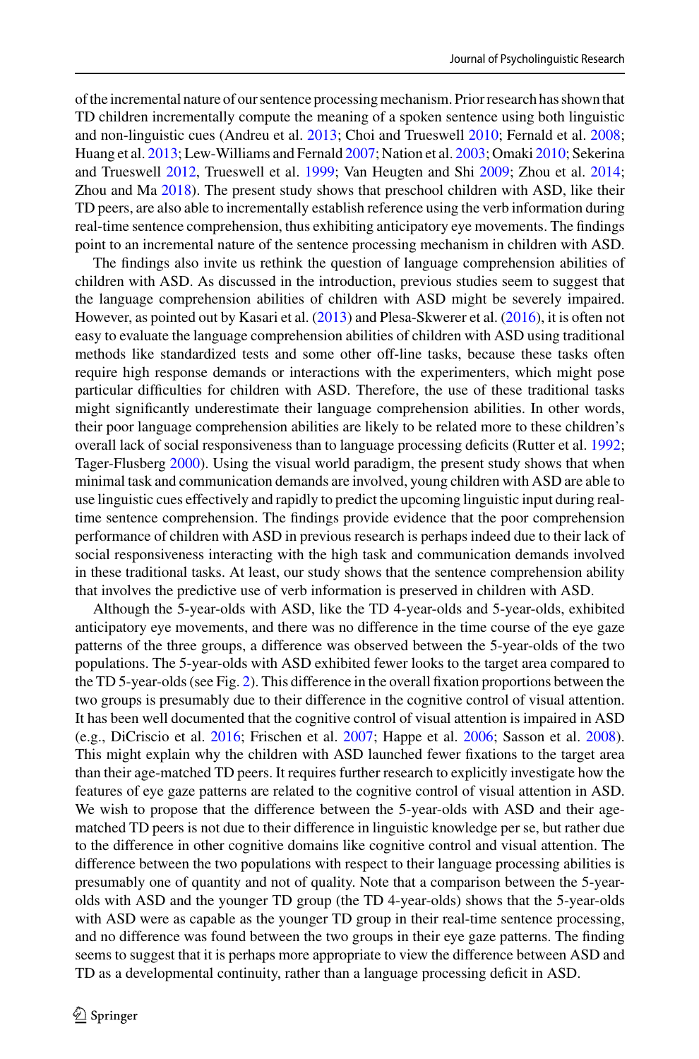of the incremental nature of our sentence processing mechanism. Prior research has shown that TD children incrementally compute the meaning of a spoken sentence using both linguistic and non-linguistic cues (Andreu et al. 2013; Choi and Trueswell 2010; Fernald et al. 2008; Huang et al. 2013; Lew-Williams and Fernald 2007; Nation et al. 2003; Omaki 2010; Sekerina and Trueswell 2012, Trueswell et al. 1999; Van Heugten and Shi 2009; Zhou et al. 2014; Zhou and Ma 2018). The present study shows that preschool children with ASD, like their TD peers, are also able to incrementally establish reference using the verb information during real-time sentence comprehension, thus exhibiting anticipatory eye movements. The findings point to an incremental nature of the sentence processing mechanism in children with ASD.

The findings also invite us rethink the question of language comprehension abilities of children with ASD. As discussed in the introduction, previous studies seem to suggest that the language comprehension abilities of children with ASD might be severely impaired. However, as pointed out by Kasari et al. (2013) and Plesa-Skwerer et al. (2016), it is often not easy to evaluate the language comprehension abilities of children with ASD using traditional methods like standardized tests and some other off-line tasks, because these tasks often require high response demands or interactions with the experimenters, which might pose particular difficulties for children with ASD. Therefore, the use of these traditional tasks might significantly underestimate their language comprehension abilities. In other words, their poor language comprehension abilities are likely to be related more to these children's overall lack of social responsiveness than to language processing deficits (Rutter et al. 1992; Tager-Flusberg 2000). Using the visual world paradigm, the present study shows that when minimal task and communication demands are involved, young children with ASD are able to use linguistic cues effectively and rapidly to predict the upcoming linguistic input during real-time sentence comprehension. The findings provide evidence that the poor comprehension performance of children with ASD in previous research is perhaps indeed due to their lack of social responsiveness interacting with the high task and communication demands involved in these traditional tasks. At least, our study shows that the sentence comprehension ability that involves the predictive use of verb information is preserved in children with ASD.

Although the 5-year-olds with ASD, like the TD 4-year-olds and 5-year-olds, exhibited anticipatory eye movements, and there was no difference in the time course of the eye gaze patterns of the three groups, a difference was observed between the 5-year-olds of the two populations. The 5-year-olds with ASD exhibited fewer looks to the target area compared to the TD 5-year-olds (see Fig. 2). This difference in the overall fixation proportions between the two groups is presumably due to their difference in the cognitive control of visual attention. It has been well documented that the cognitive control of visual attention is impaired in ASD (e.g., DiCriscio et al. 2016; Frischen et al. 2007; Happe et al. 2006; Sasson et al. 2008). This might explain why the children with ASD launched fewer fixations to the target area than their age-matched TD peers. It requires further research to explicitly investigate how the features of eye gaze patterns are related to the cognitive control of visual attention in ASD. We wish to propose that the difference between the 5-year-olds with ASD and their age-matched TD peers is not due to their difference in linguistic knowledge per se, but rather due to the difference in other cognitive domains like cognitive control and visual attention. The difference between the two populations with respect to their language processing abilities is presumably one of quantity and not of quality. Note that a comparison between the 5-year-olds with ASD and the younger TD group (the TD 4-year-olds) shows that the 5-year-olds with ASD were as capable as the younger TD group in their real-time sentence processing, and no difference was found between the two groups in their eye gaze patterns. The finding seems to suggest that it is perhaps more appropriate to view the difference between ASD and TD as a developmental continuity, rather than a language processing deficit in ASD.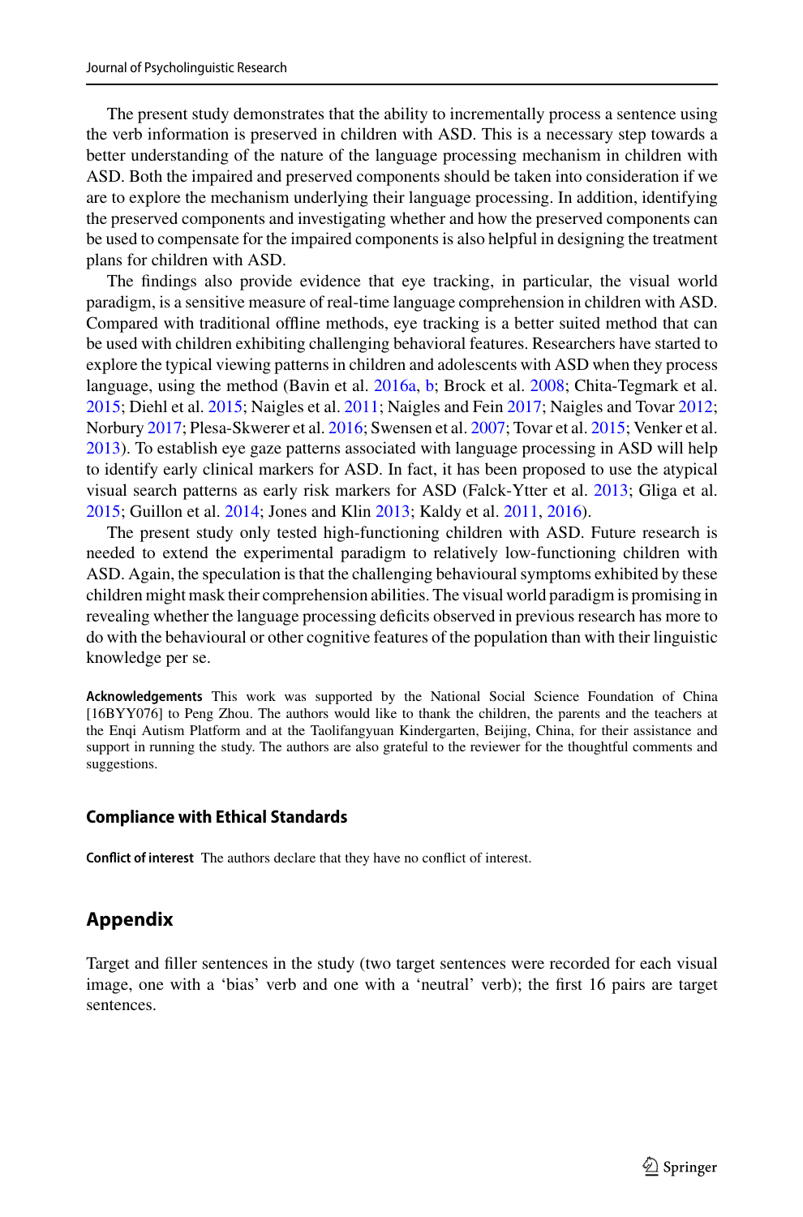The present study demonstrates that the ability to incrementally process a sentence using the verb information is preserved in children with ASD. This is a necessary step towards a better understanding of the nature of the language processing mechanism in children with ASD. Both the impaired and preserved components should be taken into consideration if we are to explore the mechanism underlying their language processing. In addition, identifying the preserved components and investigating whether and how the preserved components can be used to compensate for the impaired components is also helpful in designing the treatment plans for children with ASD.

The findings also provide evidence that eye tracking, in particular, the visual world paradigm, is a sensitive measure of real-time language comprehension in children with ASD. Compared with traditional offline methods, eye tracking is a better suited method that can be used with children exhibiting challenging behavioral features. Researchers have started to explore the typical viewing patterns in children and adolescents with ASD when they process language, using the method (Bavin et al. 2016a, b; Brock et al. 2008; Chita-Tegmark et al. 2015; Diehl et al. 2015; Naigles et al. 2011; Naigles and Fein 2017; Naigles and Tovar 2012; Norbury 2017; Plesa-Skwerer et al. 2016; Swensen et al. 2007; Tovar et al. 2015; Venker et al. 2013). To establish eye gaze patterns associated with language processing in ASD will help to identify early clinical markers for ASD. In fact, it has been proposed to use the atypical visual search patterns as early risk markers for ASD (Falck-Ytter et al. 2013; Gliga et al. 2015; Guillon et al. 2014; Jones and Klin 2013; Kaldy et al. 2011, 2016).

The present study only tested high-functioning children with ASD. Future research is needed to extend the experimental paradigm to relatively low-functioning children with ASD. Again, the speculation is that the challenging behavioural symptoms exhibited by these children might mask their comprehension abilities. The visual world paradigm is promising in revealing whether the language processing deficits observed in previous research has more to do with the behavioural or other cognitive features of the population than with their linguistic knowledge per se.

**Acknowledgements** This work was supported by the National Social Science Foundation of China [16BYY076] to Peng Zhou. The authors would like to thank the children, the parents and the teachers at the Enqi Autism Platform and at the Taolifangyuan Kindergarten, Beijing, China, for their assistance and support in running the study. The authors are also grateful to the reviewer for the thoughtful comments and suggestions.

### Compliance with Ethical Standards

**Conflict of interest** The authors declare that they have no conflict of interest.

## Appendix

Target and filler sentences in the study (two target sentences were recorded for each visual image, one with a 'bias' verb and one with a 'neutral' verb); the first 16 pairs are target sentences.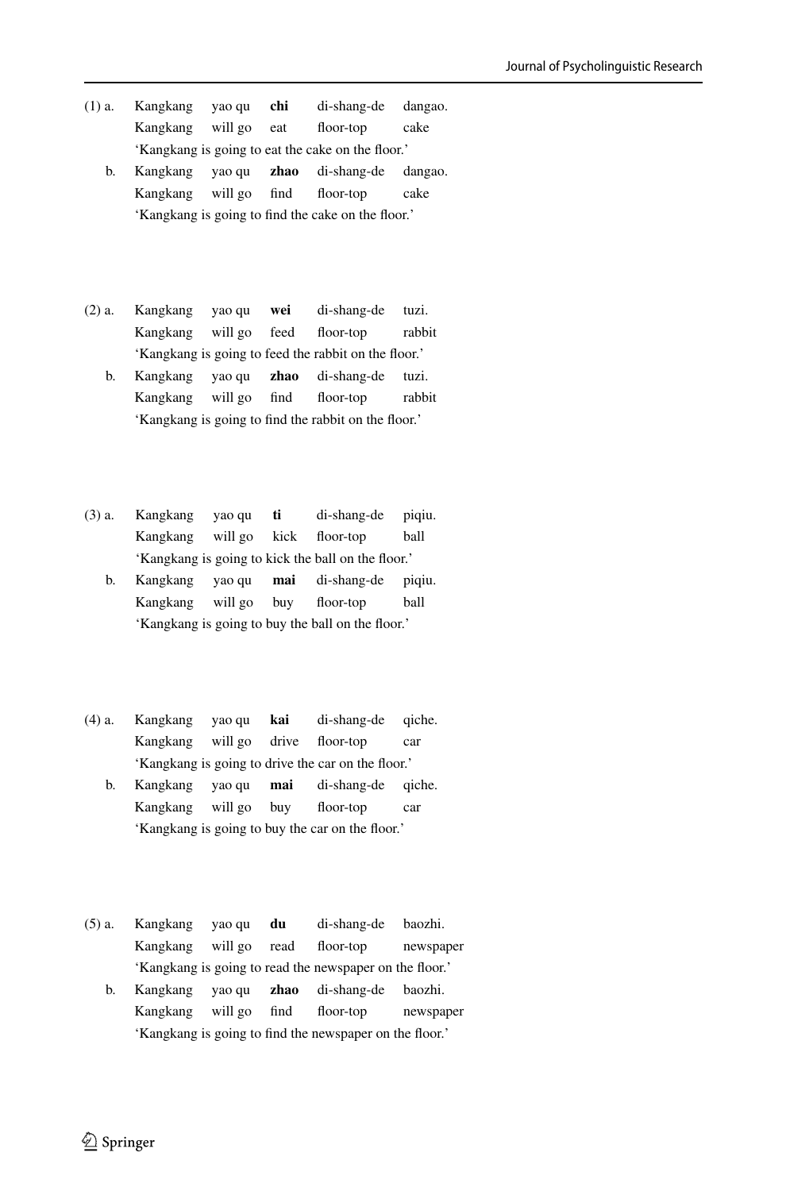(1) a. Kangkang yao qu **chi** di-shang-de dangao.
Kangkang will go eat floor-top cake
'Kangkang is going to eat the cake on the floor.'

b. Kangkang yao qu **zhao** di-shang-de dangao.
Kangkang will go find floor-top cake
'Kangkang is going to find the cake on the floor.'

(2) a. Kangkang yao qu **wei** di-shang-de tuzi.
Kangkang will go feed floor-top rabbit
'Kangkang is going to feed the rabbit on the floor.'

b. Kangkang yao qu **zhao** di-shang-de tuzi.
Kangkang will go find floor-top rabbit
'Kangkang is going to find the rabbit on the floor.'

(3) a. Kangkang yao qu **ti** di-shang-de piqiu.
Kangkang will go kick floor-top ball
'Kangkang is going to kick the ball on the floor.'

b. Kangkang yao qu **mai** di-shang-de piqiu.
Kangkang will go buy floor-top ball
'Kangkang is going to buy the ball on the floor.'

(4) a. Kangkang yao qu **kai** di-shang-de qiche.
Kangkang will go drive floor-top car
'Kangkang is going to drive the car on the floor.'

b. Kangkang yao qu **mai** di-shang-de qiche.
Kangkang will go buy floor-top car
'Kangkang is going to buy the car on the floor.'

(5) a. Kangkang yao qu **du** di-shang-de baozhi.
Kangkang will go read floor-top newspaper
'Kangkang is going to read the newspaper on the floor.'

b. Kangkang yao qu **zhao** di-shang-de baozhi.
Kangkang will go find floor-top newspaper
'Kangkang is going to find the newspaper on the floor.'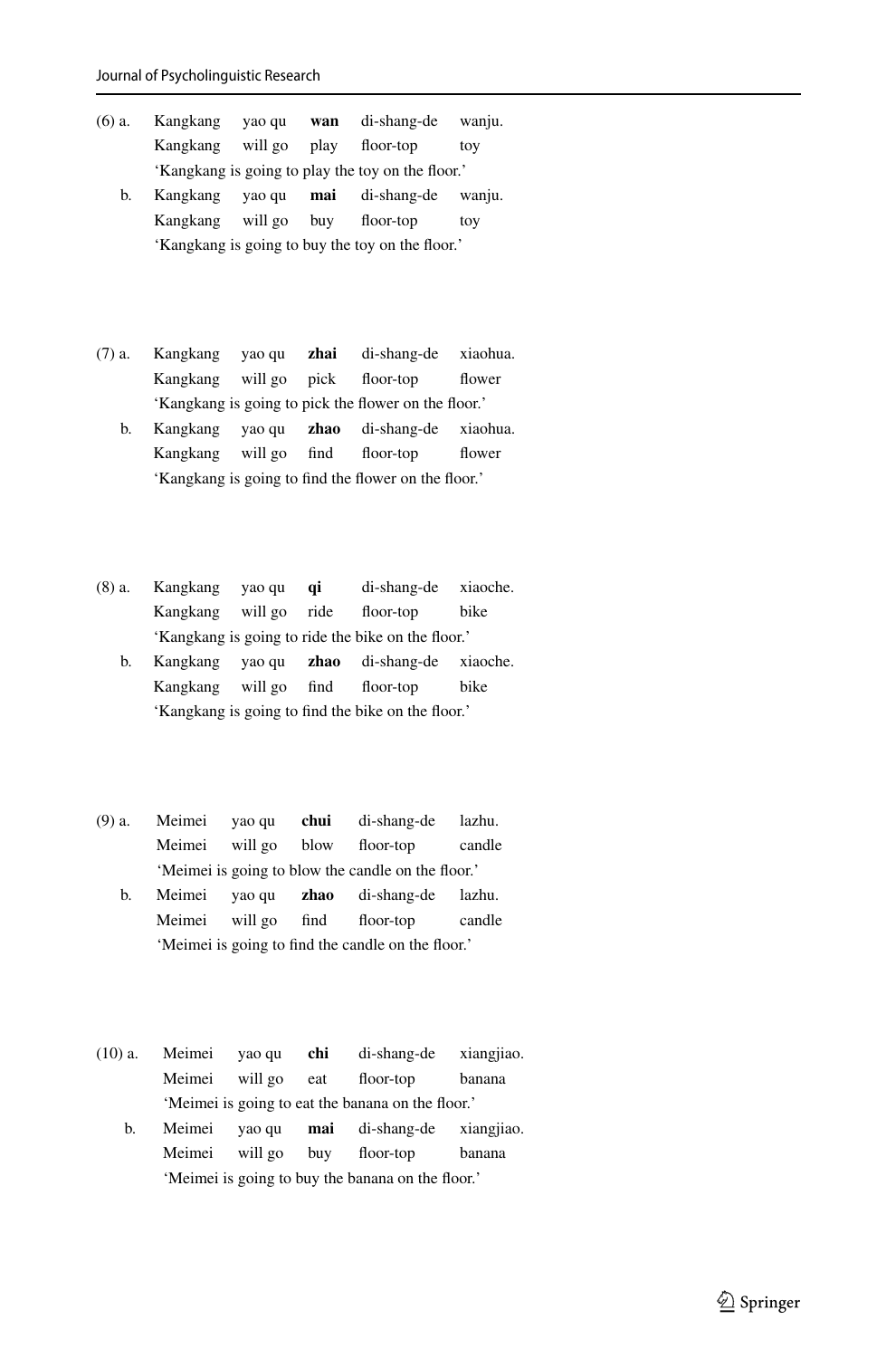(6) a. Kangkang yao qu **wan** di-shang-de wanju.  
Kangkang will go play floor-top toy  
'Kangkang is going to play the toy on the floor.'

b. Kangkang yao qu **mai** di-shang-de wanju.  
Kangkang will go buy floor-top toy  
'Kangkang is going to buy the toy on the floor.'

(7) a. Kangkang yao qu **zhai** di-shang-de xiaohua.  
Kangkang will go pick floor-top flower  
'Kangkang is going to pick the flower on the floor.'

b. Kangkang yao qu **zhao** di-shang-de xiaohua.  
Kangkang will go find floor-top flower  
'Kangkang is going to find the flower on the floor.'

(8) a. Kangkang yao qu **qi** di-shang-de xiaoche.  
Kangkang will go ride floor-top bike  
'Kangkang is going to ride the bike on the floor.'

b. Kangkang yao qu **zhao** di-shang-de xiaoche.  
Kangkang will go find floor-top bike  
'Kangkang is going to find the bike on the floor.'

(9) a. Meimei yao qu **chui** di-shang-de lazhu.  
Meimei will go blow floor-top candle  
'Meimei is going to blow the candle on the floor.'

b. Meimei yao qu **zhao** di-shang-de lazhu.  
Meimei will go find floor-top candle  
'Meimei is going to find the candle on the floor.'

(10) a. Meimei yao qu **chi** di-shang-de xiangjiao.  
Meimei will go eat floor-top banana  
'Meimei is going to eat the banana on the floor.'

b. Meimei yao qu **mai** di-shang-de xiangjiao.  
Meimei will go buy floor-top banana  
'Meimei is going to buy the banana on the floor.'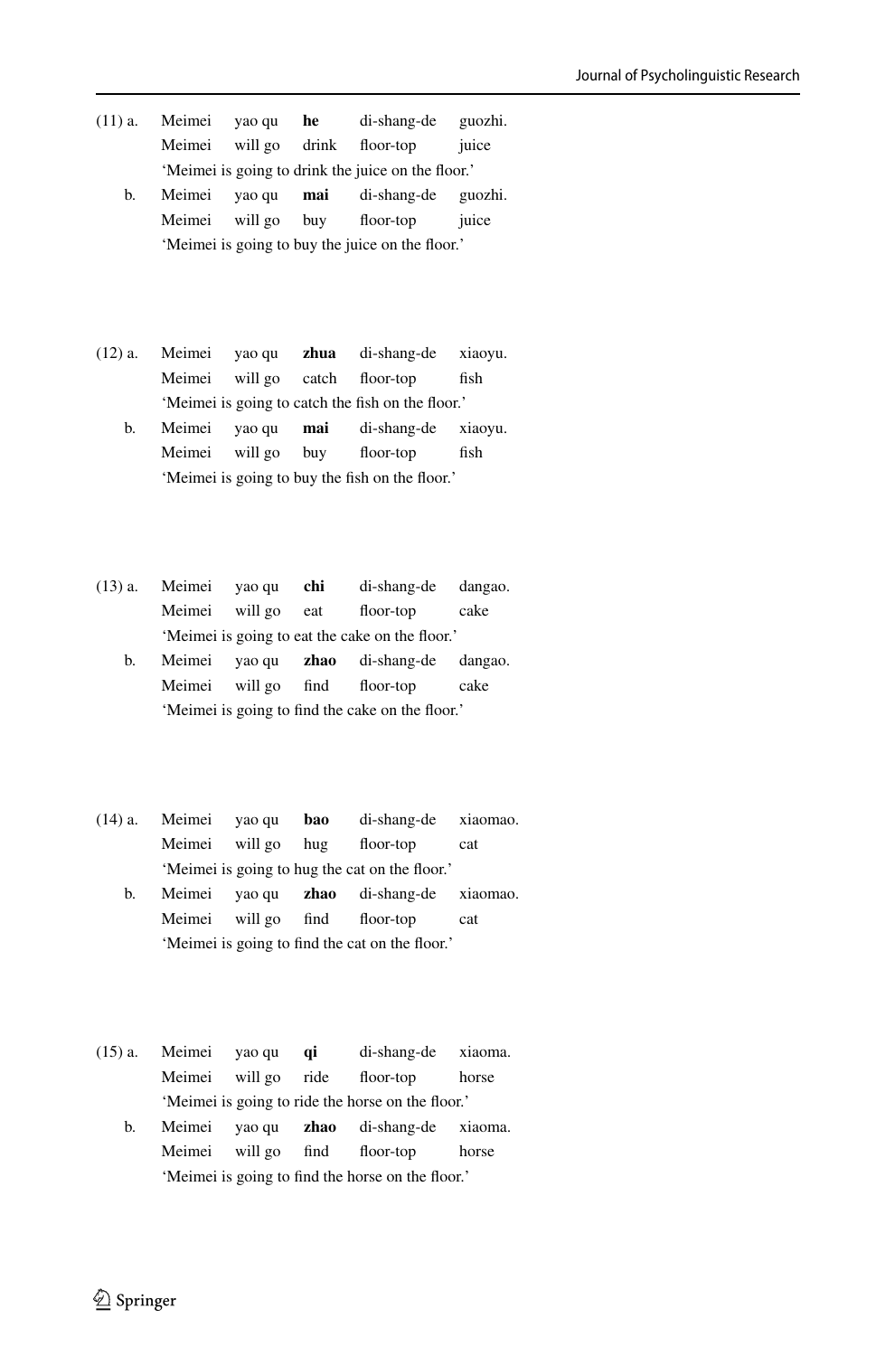(11) a. Meimei yao qu **he** di-shang-de guozhi.
Meimei will go drink floor-top juice
'Meimei is going to drink the juice on the floor.'

b. Meimei yao qu **mai** di-shang-de guozhi.
Meimei will go buy floor-top juice
'Meimei is going to buy the juice on the floor.'

(12) a. Meimei yao qu **zhua** di-shang-de xiaoyu.
Meimei will go catch floor-top fish
'Meimei is going to catch the fish on the floor.'

b. Meimei yao qu **mai** di-shang-de xiaoyu.
Meimei will go buy floor-top fish
'Meimei is going to buy the fish on the floor.'

(13) a. Meimei yao qu **chi** di-shang-de dangao.
Meimei will go eat floor-top cake
'Meimei is going to eat the cake on the floor.'

b. Meimei yao qu **zhao** di-shang-de dangao.
Meimei will go find floor-top cake
'Meimei is going to find the cake on the floor.'

(14) a. Meimei yao qu **bao** di-shang-de xiaomao.
Meimei will go hug floor-top cat
'Meimei is going to hug the cat on the floor.'

b. Meimei yao qu **zhao** di-shang-de xiaomao.
Meimei will go find floor-top cat
'Meimei is going to find the cat on the floor.'

(15) a. Meimei yao qu **qi** di-shang-de xiaoma.
Meimei will go ride floor-top horse
'Meimei is going to ride the horse on the floor.'

b. Meimei yao qu **zhao** di-shang-de xiaoma.
Meimei will go find floor-top horse
'Meimei is going to find the horse on the floor.'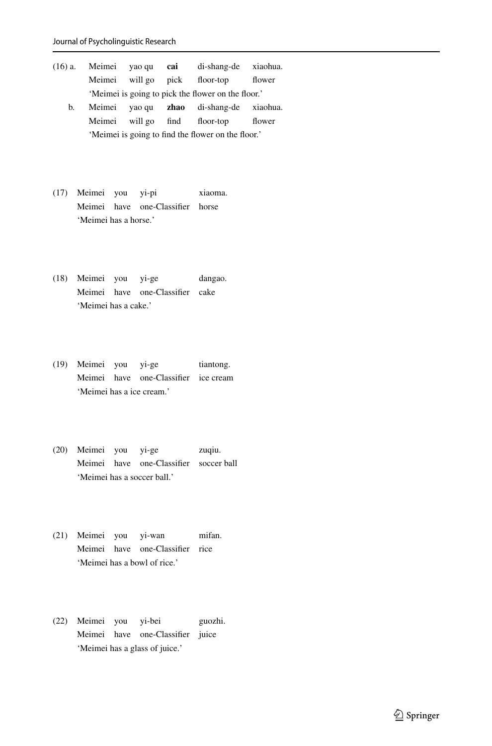(16) a. Meimei yao qu **cai** di-shang-de xiaohua.
Meimei will go pick floor-top flower
'Meimei is going to pick the flower on the floor.'

b. Meimei yao qu **zhao** di-shang-de xiaohua.
Meimei will go find floor-top flower
'Meimei is going to find the flower on the floor.'

(17) Meimei you yi-pi xiaoma.
Meimei have one-Classifier horse
'Meimei has a horse.'

(18) Meimei you yi-ge dangao.
Meimei have one-Classifier cake
'Meimei has a cake.'

(19) Meimei you yi-ge tiantong.
Meimei have one-Classifier ice cream
'Meimei has a ice cream.'

(20) Meimei you yi-ge zuqiu.
Meimei have one-Classifier soccer ball
'Meimei has a soccer ball.'

(21) Meimei you yi-wan mifan.
Meimei have one-Classifier rice
'Meimei has a bowl of rice.'

(22) Meimei you yi-bei guozhi.
Meimei have one-Classifier juice
'Meimei has a glass of juice.'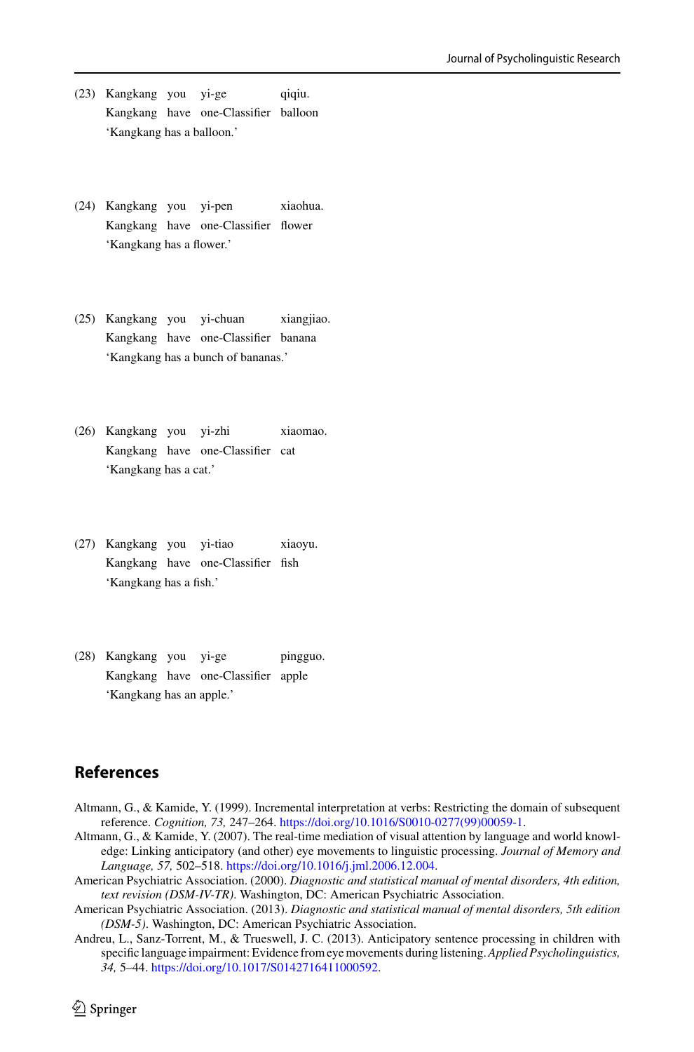(23) Kangkang you yi-ge qiqiu.
Kangkang have one-Classifier balloon
'Kangkang has a balloon.'

(24) Kangkang you yi-pen xiaohua.
Kangkang have one-Classifier flower
'Kangkang has a flower.'

(25) Kangkang you yi-chuan xiangjiao.
Kangkang have one-Classifier banana
'Kangkang has a bunch of bananas.'

(26) Kangkang you yi-zhi xiaomao.
Kangkang have one-Classifier cat
'Kangkang has a cat.'

(27) Kangkang you yi-tiao xiaoyu.
Kangkang have one-Classifier fish
'Kangkang has a fish.'

(28) Kangkang you yi-ge pingguo.
Kangkang have one-Classifier apple
'Kangkang has an apple.'

## References

Altmann, G., & Kamide, Y. (1999). Incremental interpretation at verbs: Restricting the domain of subsequent reference. *Cognition, 73,* 247–264. https://doi.org/10.1016/S0010-0277(99)00059-1.

Altmann, G., & Kamide, Y. (2007). The real-time mediation of visual attention by language and world knowledge: Linking anticipatory (and other) eye movements to linguistic processing. *Journal of Memory and Language, 57,* 502–518. https://doi.org/10.1016/j.jml.2006.12.004.

American Psychiatric Association. (2000). *Diagnostic and statistical manual of mental disorders, 4th edition, text revision (DSM-IV-TR).* Washington, DC: American Psychiatric Association.

American Psychiatric Association. (2013). *Diagnostic and statistical manual of mental disorders, 5th edition (DSM-5).* Washington, DC: American Psychiatric Association.

Andreu, L., Sanz-Torrent, M., & Trueswell, J. C. (2013). Anticipatory sentence processing in children with specific language impairment: Evidence from eye movements during listening. *Applied Psycholinguistics, 34,* 5–44. https://doi.org/10.1017/S0142716411000592.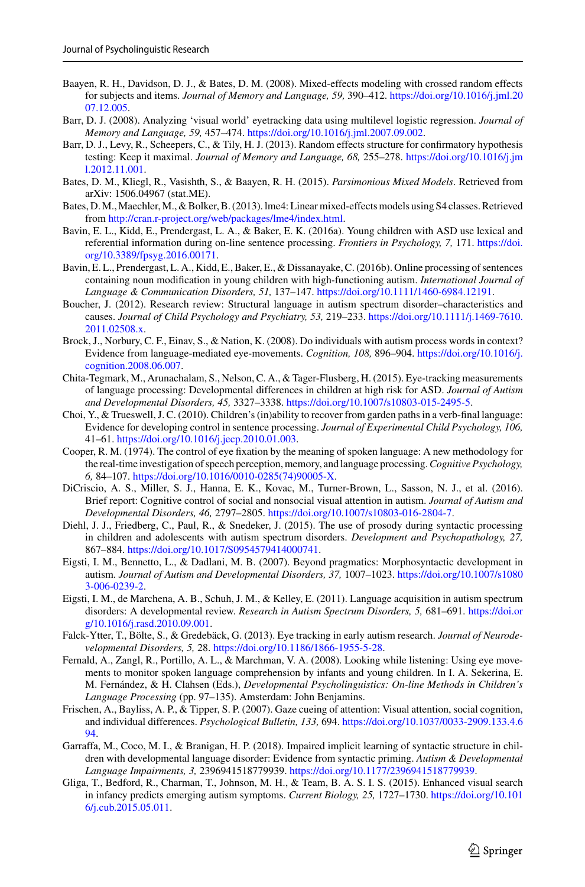Baayen, R. H., Davidson, D. J., & Bates, D. M. (2008). Mixed-effects modeling with crossed random effects for subjects and items. *Journal of Memory and Language, 59,* 390–412. https://doi.org/10.1016/j.jml.2007.12.005.

Barr, D. J. (2008). Analyzing 'visual world' eyetracking data using multilevel logistic regression. *Journal of Memory and Language, 59,* 457–474. https://doi.org/10.1016/j.jml.2007.09.002.

Barr, D. J., Levy, R., Scheepers, C., & Tily, H. J. (2013). Random effects structure for confirmatory hypothesis testing: Keep it maximal. *Journal of Memory and Language, 68,* 255–278. https://doi.org/10.1016/j.jml.2012.11.001.

Bates, D. M., Kliegl, R., Vasishth, S., & Baayen, R. H. (2015). *Parsimonious Mixed Models*. Retrieved from arXiv: 1506.04967 (stat.ME).

Bates, D. M., Maechler, M., & Bolker, B. (2013). lme4: Linear mixed-effects models using S4 classes. Retrieved from http://cran.r-project.org/web/packages/lme4/index.html.

Bavin, E. L., Kidd, E., Prendergast, L. A., & Baker, E. K. (2016a). Young children with ASD use lexical and referential information during on-line sentence processing. *Frontiers in Psychology, 7,* 171. https://doi.org/10.3389/fpsyg.2016.00171.

Bavin, E. L., Prendergast, L. A., Kidd, E., Baker, E., & Dissanayake, C. (2016b). Online processing of sentences containing noun modification in young children with high-functioning autism. *International Journal of Language & Communication Disorders, 51,* 137–147. https://doi.org/10.1111/1460-6984.12191.

Boucher, J. (2012). Research review: Structural language in autism spectrum disorder–characteristics and causes. *Journal of Child Psychology and Psychiatry, 53,* 219–233. https://doi.org/10.1111/j.1469-7610.2011.02508.x.

Brock, J., Norbury, C. F., Einav, S., & Nation, K. (2008). Do individuals with autism process words in context? Evidence from language-mediated eye-movements. *Cognition, 108,* 896–904. https://doi.org/10.1016/j.cognition.2008.06.007.

Chita-Tegmark, M., Arunachalam, S., Nelson, C. A., & Tager-Flusberg, H. (2015). Eye-tracking measurements of language processing: Developmental differences in children at high risk for ASD. *Journal of Autism and Developmental Disorders, 45,* 3327–3338. https://doi.org/10.1007/s10803-015-2495-5.

Choi, Y., & Trueswell, J. C. (2010). Children's (in)ability to recover from garden paths in a verb-final language: Evidence for developing control in sentence processing. *Journal of Experimental Child Psychology, 106,* 41–61. https://doi.org/10.1016/j.jecp.2010.01.003.

Cooper, R. M. (1974). The control of eye fixation by the meaning of spoken language: A new methodology for the real-time investigation of speech perception, memory, and language processing. *Cognitive Psychology, 6,* 84–107. https://doi.org/10.1016/0010-0285(74)90005-X.

DiCriscio, A. S., Miller, S. J., Hanna, E. K., Kovac, M., Turner-Brown, L., Sasson, N. J., et al. (2016). Brief report: Cognitive control of social and nonsocial visual attention in autism. *Journal of Autism and Developmental Disorders, 46,* 2797–2805. https://doi.org/10.1007/s10803-016-2804-7.

Diehl, J. J., Friedberg, C., Paul, R., & Snedeker, J. (2015). The use of prosody during syntactic processing in children and adolescents with autism spectrum disorders. *Development and Psychopathology, 27,* 867–884. https://doi.org/10.1017/S0954579414000741.

Eigsti, I. M., Bennetto, L., & Dadlani, M. B. (2007). Beyond pragmatics: Morphosyntactic development in autism. *Journal of Autism and Developmental Disorders, 37,* 1007–1023. https://doi.org/10.1007/s10803-006-0239-2.

Eigsti, I. M., de Marchena, A. B., Schuh, J. M., & Kelley, E. (2011). Language acquisition in autism spectrum disorders: A developmental review. *Research in Autism Spectrum Disorders, 5,* 681–691. https://doi.org/10.1016/j.rasd.2010.09.001.

Falck-Ytter, T., Bölte, S., & Gredebäck, G. (2013). Eye tracking in early autism research. *Journal of Neurodevelopmental Disorders, 5,* 28. https://doi.org/10.1186/1866-1955-5-28.

Fernald, A., Zangl, R., Portillo, A. L., & Marchman, V. A. (2008). Looking while listening: Using eye movements to monitor spoken language comprehension by infants and young children. In I. A. Sekerina, E. M. Fernández, & H. Clahsen (Eds.), *Developmental Psycholinguistics: On-line Methods in Children's Language Processing* (pp. 97–135). Amsterdam: John Benjamins.

Frischen, A., Bayliss, A. P., & Tipper, S. P. (2007). Gaze cueing of attention: Visual attention, social cognition, and individual differences. *Psychological Bulletin, 133,* 694. https://doi.org/10.1037/0033-2909.133.4.694.

Garraffa, M., Coco, M. I., & Branigan, H. P. (2018). Impaired implicit learning of syntactic structure in children with developmental language disorder: Evidence from syntactic priming. *Autism & Developmental Language Impairments, 3,* 2396941518779939. https://doi.org/10.1177/2396941518779939.

Gliga, T., Bedford, R., Charman, T., Johnson, M. H., & Team, B. A. S. I. S. (2015). Enhanced visual search in infancy predicts emerging autism symptoms. *Current Biology, 25,* 1727–1730. https://doi.org/10.1016/j.cub.2015.05.011.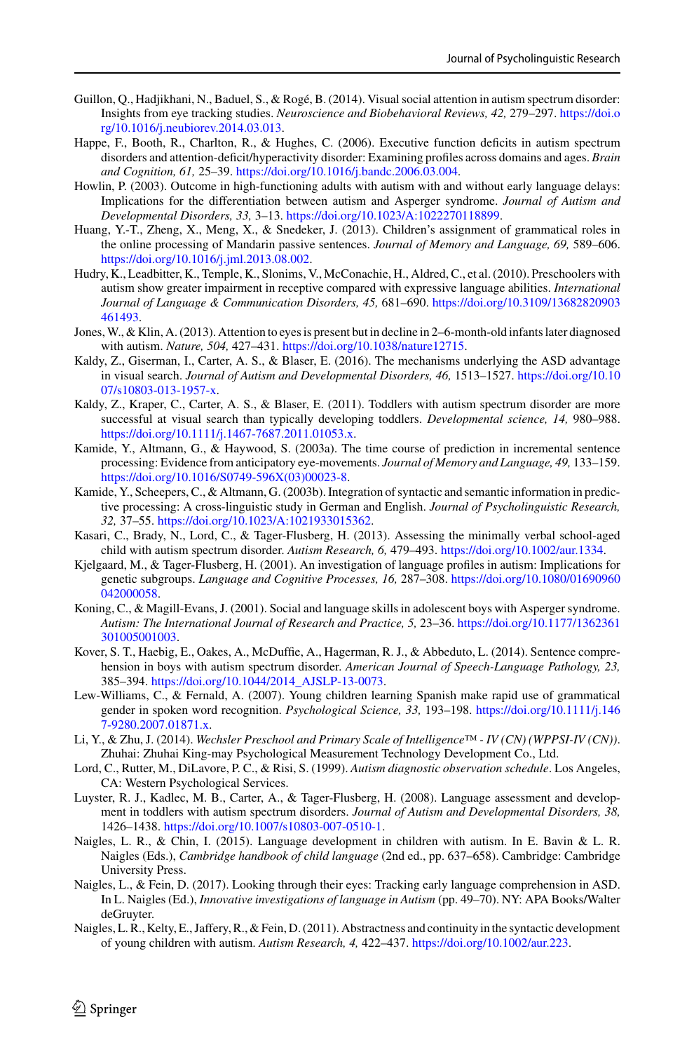Guillon, Q., Hadjikhani, N., Baduel, S., & Rogé, B. (2014). Visual social attention in autism spectrum disorder: Insights from eye tracking studies. *Neuroscience and Biobehavioral Reviews, 42,* 279–297. https://doi.org/10.1016/j.neubiorev.2014.03.013.

Happe, F., Booth, R., Charlton, R., & Hughes, C. (2006). Executive function deficits in autism spectrum disorders and attention-deficit/hyperactivity disorder: Examining profiles across domains and ages. *Brain and Cognition, 61,* 25–39. https://doi.org/10.1016/j.bandc.2006.03.004.

Howlin, P. (2003). Outcome in high-functioning adults with autism with and without early language delays: Implications for the differentiation between autism and Asperger syndrome. *Journal of Autism and Developmental Disorders, 33,* 3–13. https://doi.org/10.1023/A:1022270118899.

Huang, Y.-T., Zheng, X., Meng, X., & Snedeker, J. (2013). Children's assignment of grammatical roles in the online processing of Mandarin passive sentences. *Journal of Memory and Language, 69,* 589–606. https://doi.org/10.1016/j.jml.2013.08.002.

Hudry, K., Leadbitter, K., Temple, K., Slonims, V., McConachie, H., Aldred, C., et al. (2010). Preschoolers with autism show greater impairment in receptive compared with expressive language abilities. *International Journal of Language & Communication Disorders, 45,* 681–690. https://doi.org/10.3109/13682820903461493.

Jones, W., & Klin, A. (2013). Attention to eyes is present but in decline in 2–6-month-old infants later diagnosed with autism. *Nature, 504,* 427–431. https://doi.org/10.1038/nature12715.

Kaldy, Z., Giserman, I., Carter, A. S., & Blaser, E. (2016). The mechanisms underlying the ASD advantage in visual search. *Journal of Autism and Developmental Disorders, 46,* 1513–1527. https://doi.org/10.1007/s10803-013-1957-x.

Kaldy, Z., Kraper, C., Carter, A. S., & Blaser, E. (2011). Toddlers with autism spectrum disorder are more successful at visual search than typically developing toddlers. *Developmental science, 14,* 980–988. https://doi.org/10.1111/j.1467-7687.2011.01053.x.

Kamide, Y., Altmann, G., & Haywood, S. (2003a). The time course of prediction in incremental sentence processing: Evidence from anticipatory eye-movements. *Journal of Memory and Language, 49,* 133–159. https://doi.org/10.1016/S0749-596X(03)00023-8.

Kamide, Y., Scheepers, C., & Altmann, G. (2003b). Integration of syntactic and semantic information in predictive processing: A cross-linguistic study in German and English. *Journal of Psycholinguistic Research, 32,* 37–55. https://doi.org/10.1023/A:1021933015362.

Kasari, C., Brady, N., Lord, C., & Tager-Flusberg, H. (2013). Assessing the minimally verbal school-aged child with autism spectrum disorder. *Autism Research, 6,* 479–493. https://doi.org/10.1002/aur.1334.

Kjelgaard, M., & Tager-Flusberg, H. (2001). An investigation of language profiles in autism: Implications for genetic subgroups. *Language and Cognitive Processes, 16,* 287–308. https://doi.org/10.1080/01690960042000058.

Koning, C., & Magill-Evans, J. (2001). Social and language skills in adolescent boys with Asperger syndrome. *Autism: The International Journal of Research and Practice, 5,* 23–36. https://doi.org/10.1177/1362361301005001003.

Kover, S. T., Haebig, E., Oakes, A., McDuffie, A., Hagerman, R. J., & Abbeduto, L. (2014). Sentence comprehension in boys with autism spectrum disorder. *American Journal of Speech-Language Pathology, 23,* 385–394. https://doi.org/10.1044/2014_AJSLP-13-0073.

Lew-Williams, C., & Fernald, A. (2007). Young children learning Spanish make rapid use of grammatical gender in spoken word recognition. *Psychological Science, 33,* 193–198. https://doi.org/10.1111/j.1467-9280.2007.01871.x.

Li, Y., & Zhu, J. (2014). *Wechsler Preschool and Primary Scale of Intelligence™ - IV (CN) (WPPSI-IV (CN))*. Zhuhai: Zhuhai King-may Psychological Measurement Technology Development Co., Ltd.

Lord, C., Rutter, M., DiLavore, P. C., & Risi, S. (1999). *Autism diagnostic observation schedule*. Los Angeles, CA: Western Psychological Services.

Luyster, R. J., Kadlec, M. B., Carter, A., & Tager-Flusberg, H. (2008). Language assessment and development in toddlers with autism spectrum disorders. *Journal of Autism and Developmental Disorders, 38,* 1426–1438. https://doi.org/10.1007/s10803-007-0510-1.

Naigles, L. R., & Chin, I. (2015). Language development in children with autism. In E. Bavin & L. R. Naigles (Eds.), *Cambridge handbook of child language* (2nd ed., pp. 637–658). Cambridge: Cambridge University Press.

Naigles, L., & Fein, D. (2017). Looking through their eyes: Tracking early language comprehension in ASD. In L. Naigles (Ed.), *Innovative investigations of language in Autism* (pp. 49–70). NY: APA Books/Walter deGruyter.

Naigles, L. R., Kelty, E., Jaffery, R., & Fein, D. (2011). Abstractness and continuity in the syntactic development of young children with autism. *Autism Research, 4,* 422–437. https://doi.org/10.1002/aur.223.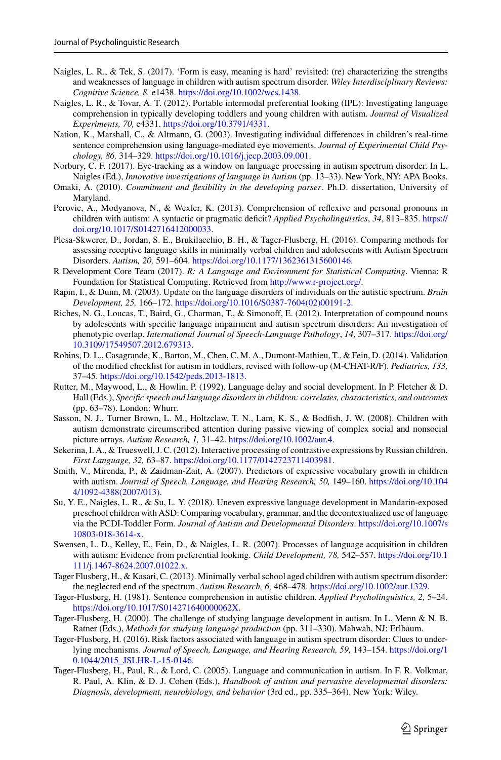Naigles, L. R., & Tek, S. (2017). 'Form is easy, meaning is hard' revisited: (re) characterizing the strengths and weaknesses of language in children with autism spectrum disorder. *Wiley Interdisciplinary Reviews: Cognitive Science, 8,* e1438. https://doi.org/10.1002/wcs.1438.

Naigles, L. R., & Tovar, A. T. (2012). Portable intermodal preferential looking (IPL): Investigating language comprehension in typically developing toddlers and young children with autism. *Journal of Visualized Experiments, 70,* e4331. https://doi.org/10.3791/4331.

Nation, K., Marshall, C., & Altmann, G. (2003). Investigating individual differences in children's real-time sentence comprehension using language-mediated eye movements. *Journal of Experimental Child Psychology, 86,* 314–329. https://doi.org/10.1016/j.jecp.2003.09.001.

Norbury, C. F. (2017). Eye-tracking as a window on language processing in autism spectrum disorder. In L. Naigles (Ed.), *Innovative investigations of language in Autism* (pp. 13–33). New York, NY: APA Books.

Omaki, A. (2010). *Commitment and flexibility in the developing parser*. Ph.D. dissertation, University of Maryland.

Perovic, A., Modyanova, N., & Wexler, K. (2013). Comprehension of reflexive and personal pronouns in children with autism: A syntactic or pragmatic deficit? *Applied Psycholinguistics*, *34*, 813–835. https://doi.org/10.1017/S0142716412000033.

Plesa-Skwerer, D., Jordan, S. E., Brukilacchio, B. H., & Tager-Flusberg, H. (2016). Comparing methods for assessing receptive language skills in minimally verbal children and adolescents with Autism Spectrum Disorders. *Autism, 20,* 591–604. https://doi.org/10.1177/1362361315600146.

R Development Core Team (2017). *R: A Language and Environment for Statistical Computing*. Vienna: R Foundation for Statistical Computing. Retrieved from http://www.r-project.org/.

Rapin, I., & Dunn, M. (2003). Update on the language disorders of individuals on the autistic spectrum. *Brain Development, 25,* 166–172. https://doi.org/10.1016/S0387-7604(02)00191-2.

Riches, N. G., Loucas, T., Baird, G., Charman, T., & Simonoff, E. (2012). Interpretation of compound nouns by adolescents with specific language impairment and autism spectrum disorders: An investigation of phenotypic overlap. *International Journal of Speech-Language Pathology*, *14*, 307–317. https://doi.org/10.3109/17549507.2012.679313.

Robins, D. L., Casagrande, K., Barton, M., Chen, C. M. A., Dumont-Mathieu, T., & Fein, D. (2014). Validation of the modified checklist for autism in toddlers, revised with follow-up (M-CHAT-R/F). *Pediatrics, 133,* 37–45. https://doi.org/10.1542/peds.2013-1813.

Rutter, M., Maywood, L., & Howlin, P. (1992). Language delay and social development. In P. Fletcher & D. Hall (Eds.), *Specific speech and language disorders in children: correlates, characteristics, and outcomes* (pp. 63–78). London: Whurr.

Sasson, N. J., Turner Brown, L. M., Holtzclaw, T. N., Lam, K. S., & Bodfish, J. W. (2008). Children with autism demonstrate circumscribed attention during passive viewing of complex social and nonsocial picture arrays. *Autism Research, 1,* 31–42. https://doi.org/10.1002/aur.4.

Sekerina, I. A., & Trueswell, J. C. (2012). Interactive processing of contrastive expressions by Russian children. *First Language, 32,* 63–87. https://doi.org/10.1177/0142723711403981.

Smith, V., Mirenda, P., & Zaidman-Zait, A. (2007). Predictors of expressive vocabulary growth in children with autism. *Journal of Speech, Language, and Hearing Research, 50,* 149–160. https://doi.org/10.1044/1092-4388(2007/013).

Su, Y. E., Naigles, L. R., & Su, L. Y. (2018). Uneven expressive language development in Mandarin-exposed preschool children with ASD: Comparing vocabulary, grammar, and the decontextualized use of language via the PCDI-Toddler Form. *Journal of Autism and Developmental Disorders*. https://doi.org/10.1007/s10803-018-3614-x.

Swensen, L. D., Kelley, E., Fein, D., & Naigles, L. R. (2007). Processes of language acquisition in children with autism: Evidence from preferential looking. *Child Development, 78,* 542–557. https://doi.org/10.1111/j.1467-8624.2007.01022.x.

Tager Flusberg, H., & Kasari, C. (2013). Minimally verbal school aged children with autism spectrum disorder: the neglected end of the spectrum. *Autism Research, 6,* 468–478. https://doi.org/10.1002/aur.1329.

Tager-Flusberg, H. (1981). Sentence comprehension in autistic children. *Applied Psycholinguistics, 2,* 5–24. https://doi.org/10.1017/S014271640000062X.

Tager-Flusberg, H. (2000). The challenge of studying language development in autism. In L. Menn & N. B. Ratner (Eds.), *Methods for studying language production* (pp. 311–330). Mahwah, NJ: Erlbaum.

Tager-Flusberg, H. (2016). Risk factors associated with language in autism spectrum disorder: Clues to underlying mechanisms. *Journal of Speech, Language, and Hearing Research, 59,* 143–154. https://doi.org/10.1044/2015_JSLHR-L-15-0146.

Tager-Flusberg, H., Paul, R., & Lord, C. (2005). Language and communication in autism. In F. R. Volkmar, R. Paul, A. Klin, & D. J. Cohen (Eds.), *Handbook of autism and pervasive developmental disorders: Diagnosis, development, neurobiology, and behavior* (3rd ed., pp. 335–364). New York: Wiley.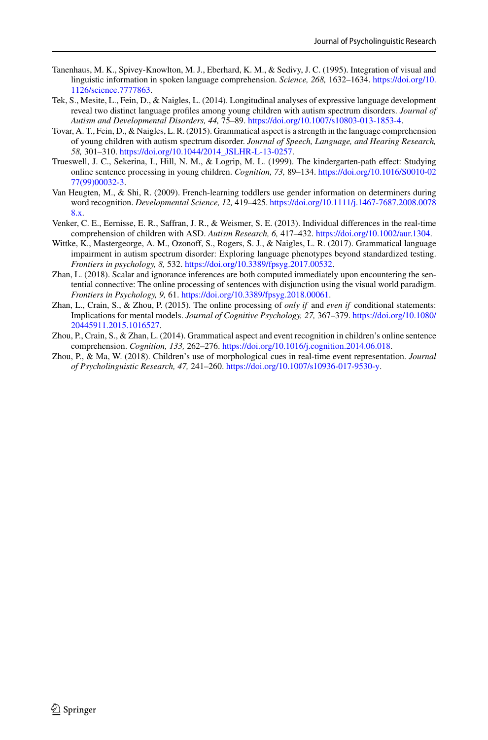Tanenhaus, M. K., Spivey-Knowlton, M. J., Eberhard, K. M., & Sedivy, J. C. (1995). Integration of visual and linguistic information in spoken language comprehension. *Science, 268,* 1632–1634. https://doi.org/10.1126/science.7777863.

Tek, S., Mesite, L., Fein, D., & Naigles, L. (2014). Longitudinal analyses of expressive language development reveal two distinct language profiles among young children with autism spectrum disorders. *Journal of Autism and Developmental Disorders, 44,* 75–89. https://doi.org/10.1007/s10803-013-1853-4.

Tovar, A. T., Fein, D., & Naigles, L. R. (2015). Grammatical aspect is a strength in the language comprehension of young children with autism spectrum disorder. *Journal of Speech, Language, and Hearing Research, 58,* 301–310. https://doi.org/10.1044/2014_JSLHR-L-13-0257.

Trueswell, J. C., Sekerina, I., Hill, N. M., & Logrip, M. L. (1999). The kindergarten-path effect: Studying online sentence processing in young children. *Cognition, 73,* 89–134. https://doi.org/10.1016/S0010-0277(99)00032-3.

Van Heugten, M., & Shi, R. (2009). French-learning toddlers use gender information on determiners during word recognition. *Developmental Science, 12,* 419–425. https://doi.org/10.1111/j.1467-7687.2008.00788.x.

Venker, C. E., Eernisse, E. R., Saffran, J. R., & Weismer, S. E. (2013). Individual differences in the real-time comprehension of children with ASD. *Autism Research, 6,* 417–432. https://doi.org/10.1002/aur.1304.

Wittke, K., Mastergeorge, A. M., Ozonoff, S., Rogers, S. J., & Naigles, L. R. (2017). Grammatical language impairment in autism spectrum disorder: Exploring language phenotypes beyond standardized testing. *Frontiers in psychology, 8,* 532. https://doi.org/10.3389/fpsyg.2017.00532.

Zhan, L. (2018). Scalar and ignorance inferences are both computed immediately upon encountering the sentential connective: The online processing of sentences with disjunction using the visual world paradigm. *Frontiers in Psychology, 9,* 61. https://doi.org/10.3389/fpsyg.2018.00061.

Zhan, L., Crain, S., & Zhou, P. (2015). The online processing of *only if* and *even if* conditional statements: Implications for mental models. *Journal of Cognitive Psychology, 27,* 367–379. https://doi.org/10.1080/20445911.2015.1016527.

Zhou, P., Crain, S., & Zhan, L. (2014). Grammatical aspect and event recognition in children's online sentence comprehension. *Cognition, 133,* 262–276. https://doi.org/10.1016/j.cognition.2014.06.018.

Zhou, P., & Ma, W. (2018). Children's use of morphological cues in real-time event representation. *Journal of Psycholinguistic Research, 47,* 241–260. https://doi.org/10.1007/s10936-017-9530-y.